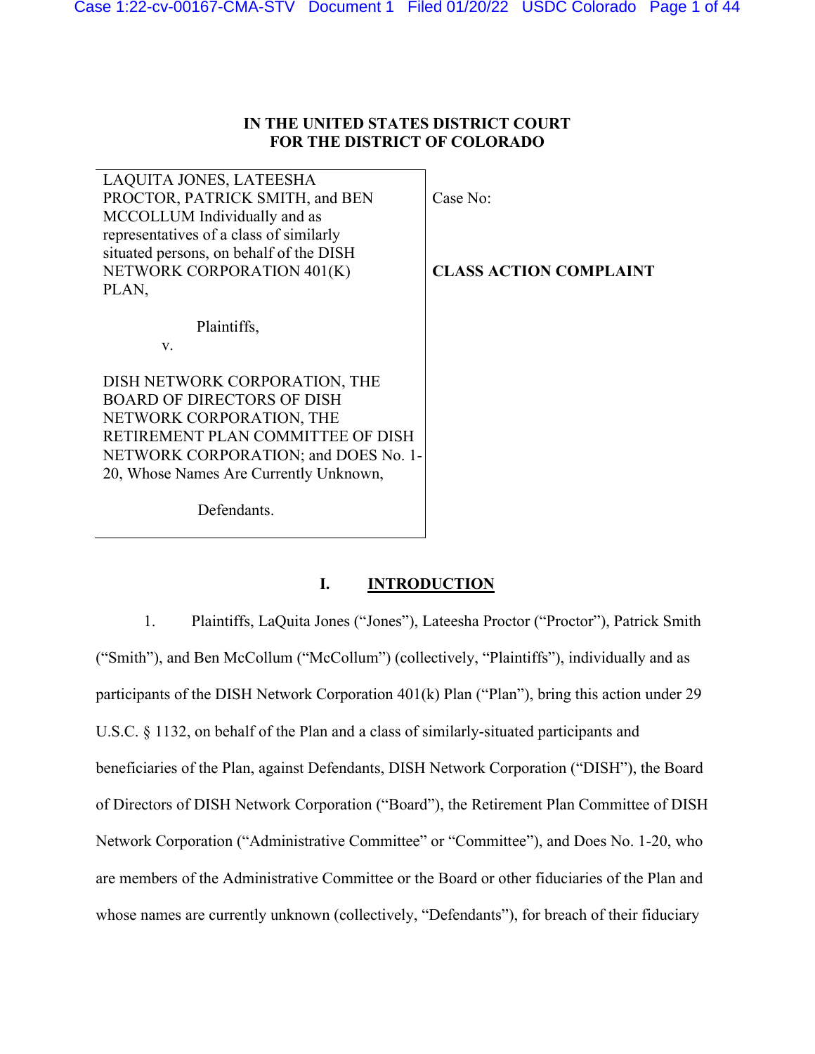**IN THE UNITED STATES DISTRICT COURT**
**FOR THE DISTRICT OF COLORADO**

| | |
|---|---|
| LAQUITA JONES, LATEESHA PROCTOR, PATRICK SMITH, and BEN MCCOLLUM Individually and as representatives of a class of similarly situated persons, on behalf of the DISH NETWORK CORPORATION 401(K) PLAN,<br><br>Plaintiffs,<br>v.<br><br>DISH NETWORK CORPORATION, THE BOARD OF DIRECTORS OF DISH NETWORK CORPORATION, THE RETIREMENT PLAN COMMITTEE OF DISH NETWORK CORPORATION; and DOES No. 1-20, Whose Names Are Currently Unknown,<br><br>Defendants. | Case No:<br><br>**CLASS ACTION COMPLAINT** |

## I. INTRODUCTION

1. Plaintiffs, LaQuita Jones ("Jones"), Lateesha Proctor ("Proctor"), Patrick Smith ("Smith"), and Ben McCollum ("McCollum") (collectively, "Plaintiffs"), individually and as participants of the DISH Network Corporation 401(k) Plan ("Plan"), bring this action under 29 U.S.C. § 1132, on behalf of the Plan and a class of similarly-situated participants and beneficiaries of the Plan, against Defendants, DISH Network Corporation ("DISH"), the Board of Directors of DISH Network Corporation ("Board"), the Retirement Plan Committee of DISH Network Corporation ("Administrative Committee" or "Committee"), and Does No. 1-20, who are members of the Administrative Committee or the Board or other fiduciaries of the Plan and whose names are currently unknown (collectively, "Defendants"), for breach of their fiduciary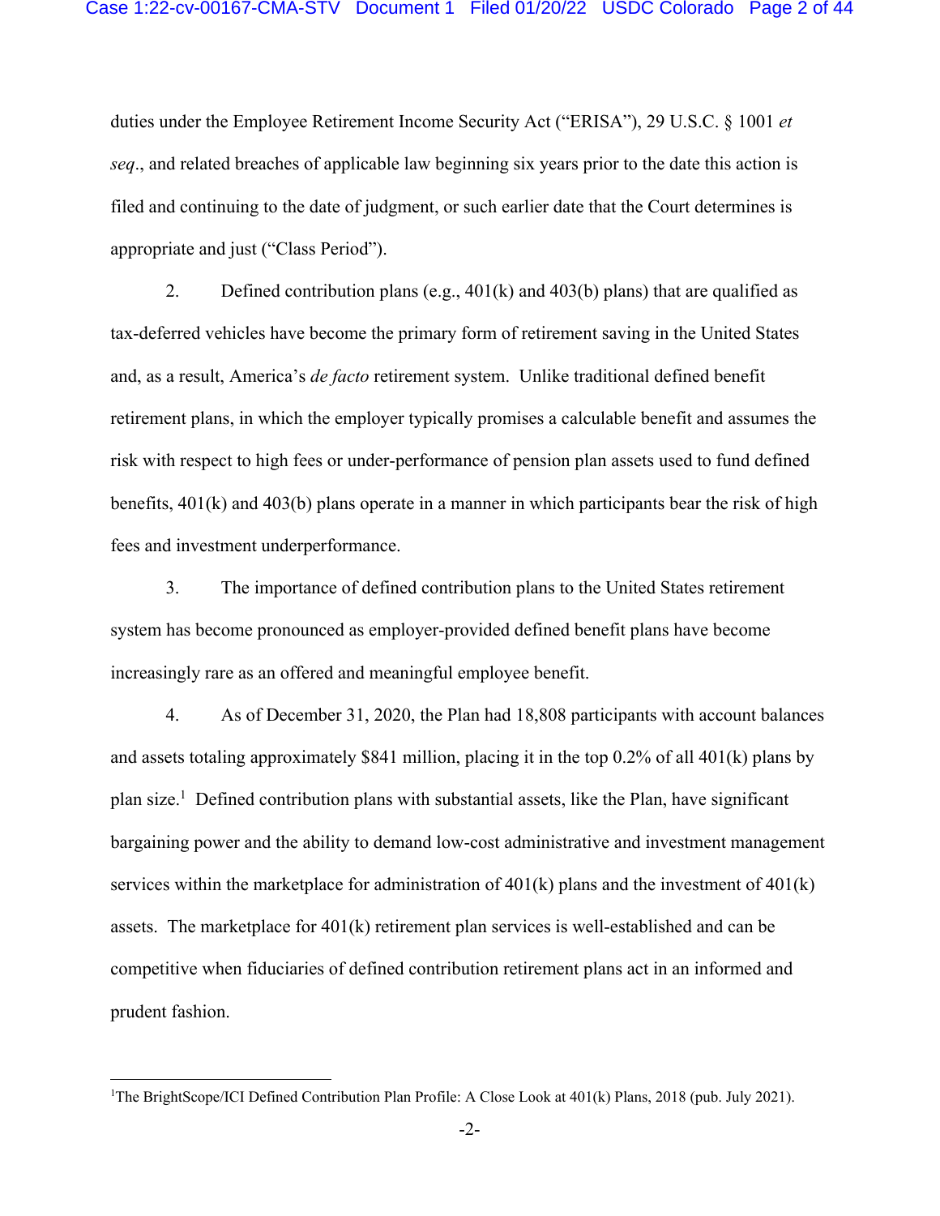duties under the Employee Retirement Income Security Act ("ERISA"), 29 U.S.C. § 1001 *et seq*., and related breaches of applicable law beginning six years prior to the date this action is filed and continuing to the date of judgment, or such earlier date that the Court determines is appropriate and just ("Class Period").

2. Defined contribution plans (e.g., 401(k) and 403(b) plans) that are qualified as tax-deferred vehicles have become the primary form of retirement saving in the United States and, as a result, America's *de facto* retirement system. Unlike traditional defined benefit retirement plans, in which the employer typically promises a calculable benefit and assumes the risk with respect to high fees or under-performance of pension plan assets used to fund defined benefits, 401(k) and 403(b) plans operate in a manner in which participants bear the risk of high fees and investment underperformance.

3. The importance of defined contribution plans to the United States retirement system has become pronounced as employer-provided defined benefit plans have become increasingly rare as an offered and meaningful employee benefit.

4. As of December 31, 2020, the Plan had 18,808 participants with account balances and assets totaling approximately $841 million, placing it in the top 0.2% of all 401(k) plans by plan size.[1] Defined contribution plans with substantial assets, like the Plan, have significant bargaining power and the ability to demand low-cost administrative and investment management services within the marketplace for administration of 401(k) plans and the investment of 401(k) assets. The marketplace for 401(k) retirement plan services is well-established and can be competitive when fiduciaries of defined contribution retirement plans act in an informed and prudent fashion.

---

[1] The BrightScope/ICI Defined Contribution Plan Profile: A Close Look at 401(k) Plans, 2018 (pub. July 2021).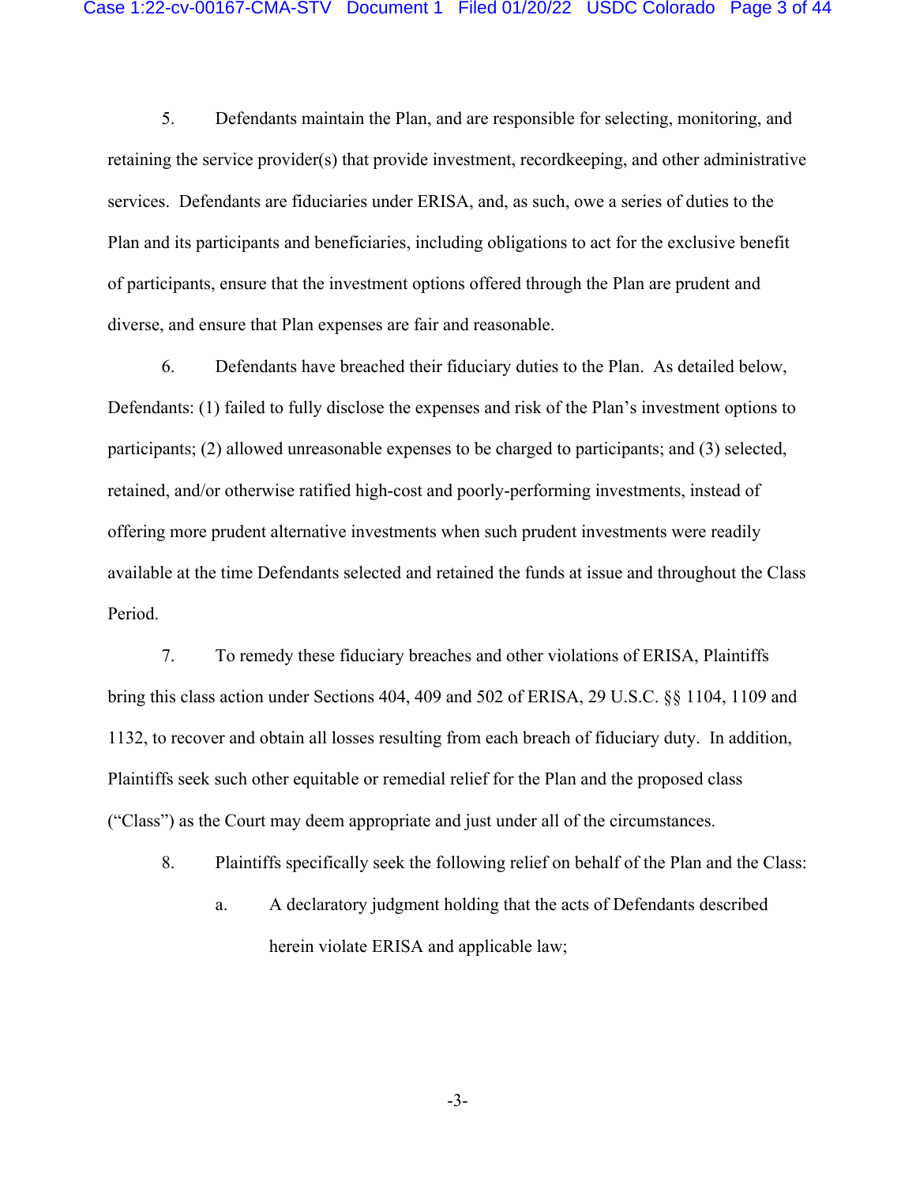5. Defendants maintain the Plan, and are responsible for selecting, monitoring, and retaining the service provider(s) that provide investment, recordkeeping, and other administrative services. Defendants are fiduciaries under ERISA, and, as such, owe a series of duties to the Plan and its participants and beneficiaries, including obligations to act for the exclusive benefit of participants, ensure that the investment options offered through the Plan are prudent and diverse, and ensure that Plan expenses are fair and reasonable.

6. Defendants have breached their fiduciary duties to the Plan. As detailed below, Defendants: (1) failed to fully disclose the expenses and risk of the Plan's investment options to participants; (2) allowed unreasonable expenses to be charged to participants; and (3) selected, retained, and/or otherwise ratified high-cost and poorly-performing investments, instead of offering more prudent alternative investments when such prudent investments were readily available at the time Defendants selected and retained the funds at issue and throughout the Class Period.

7. To remedy these fiduciary breaches and other violations of ERISA, Plaintiffs bring this class action under Sections 404, 409 and 502 of ERISA, 29 U.S.C. §§ 1104, 1109 and 1132, to recover and obtain all losses resulting from each breach of fiduciary duty. In addition, Plaintiffs seek such other equitable or remedial relief for the Plan and the proposed class ("Class") as the Court may deem appropriate and just under all of the circumstances.

8. Plaintiffs specifically seek the following relief on behalf of the Plan and the Class:

   a. A declaratory judgment holding that the acts of Defendants described herein violate ERISA and applicable law;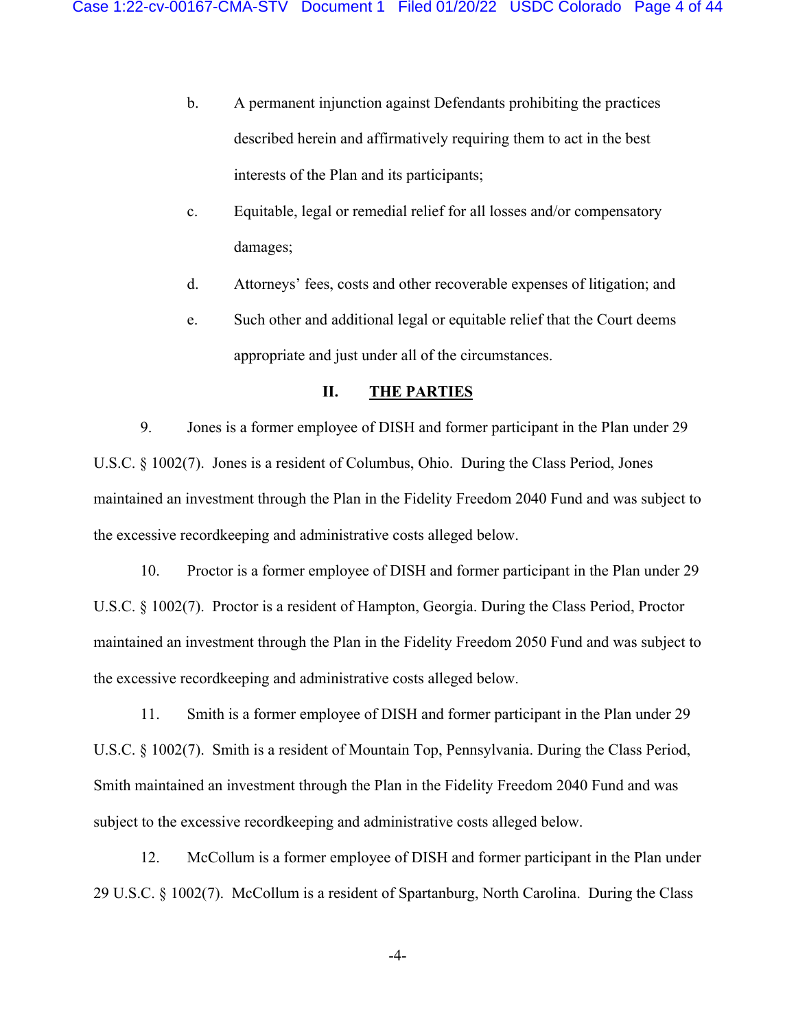b. A permanent injunction against Defendants prohibiting the practices described herein and affirmatively requiring them to act in the best interests of the Plan and its participants;

c. Equitable, legal or remedial relief for all losses and/or compensatory damages;

d. Attorneys' fees, costs and other recoverable expenses of litigation; and

e. Such other and additional legal or equitable relief that the Court deems appropriate and just under all of the circumstances.

## II. THE PARTIES

9. Jones is a former employee of DISH and former participant in the Plan under 29 U.S.C. § 1002(7). Jones is a resident of Columbus, Ohio. During the Class Period, Jones maintained an investment through the Plan in the Fidelity Freedom 2040 Fund and was subject to the excessive recordkeeping and administrative costs alleged below.

10. Proctor is a former employee of DISH and former participant in the Plan under 29 U.S.C. § 1002(7). Proctor is a resident of Hampton, Georgia. During the Class Period, Proctor maintained an investment through the Plan in the Fidelity Freedom 2050 Fund and was subject to the excessive recordkeeping and administrative costs alleged below.

11. Smith is a former employee of DISH and former participant in the Plan under 29 U.S.C. § 1002(7). Smith is a resident of Mountain Top, Pennsylvania. During the Class Period, Smith maintained an investment through the Plan in the Fidelity Freedom 2040 Fund and was subject to the excessive recordkeeping and administrative costs alleged below.

12. McCollum is a former employee of DISH and former participant in the Plan under 29 U.S.C. § 1002(7). McCollum is a resident of Spartanburg, North Carolina. During the Class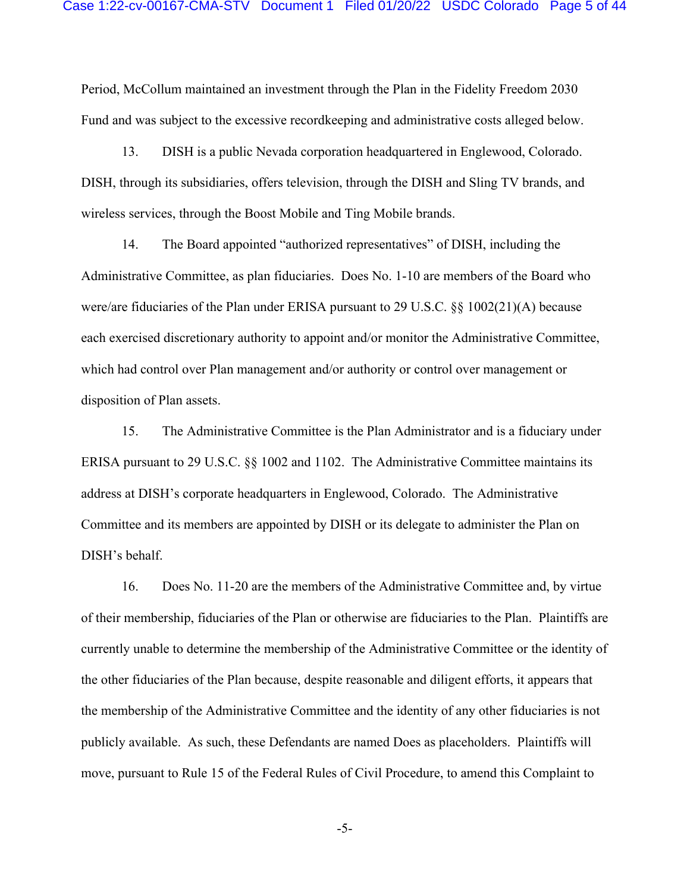Period, McCollum maintained an investment through the Plan in the Fidelity Freedom 2030 Fund and was subject to the excessive recordkeeping and administrative costs alleged below.

13. DISH is a public Nevada corporation headquartered in Englewood, Colorado. DISH, through its subsidiaries, offers television, through the DISH and Sling TV brands, and wireless services, through the Boost Mobile and Ting Mobile brands.

14. The Board appointed "authorized representatives" of DISH, including the Administrative Committee, as plan fiduciaries. Does No. 1-10 are members of the Board who were/are fiduciaries of the Plan under ERISA pursuant to 29 U.S.C. §§ 1002(21)(A) because each exercised discretionary authority to appoint and/or monitor the Administrative Committee, which had control over Plan management and/or authority or control over management or disposition of Plan assets.

15. The Administrative Committee is the Plan Administrator and is a fiduciary under ERISA pursuant to 29 U.S.C. §§ 1002 and 1102. The Administrative Committee maintains its address at DISH's corporate headquarters in Englewood, Colorado. The Administrative Committee and its members are appointed by DISH or its delegate to administer the Plan on DISH's behalf.

16. Does No. 11-20 are the members of the Administrative Committee and, by virtue of their membership, fiduciaries of the Plan or otherwise are fiduciaries to the Plan. Plaintiffs are currently unable to determine the membership of the Administrative Committee or the identity of the other fiduciaries of the Plan because, despite reasonable and diligent efforts, it appears that the membership of the Administrative Committee and the identity of any other fiduciaries is not publicly available. As such, these Defendants are named Does as placeholders. Plaintiffs will move, pursuant to Rule 15 of the Federal Rules of Civil Procedure, to amend this Complaint to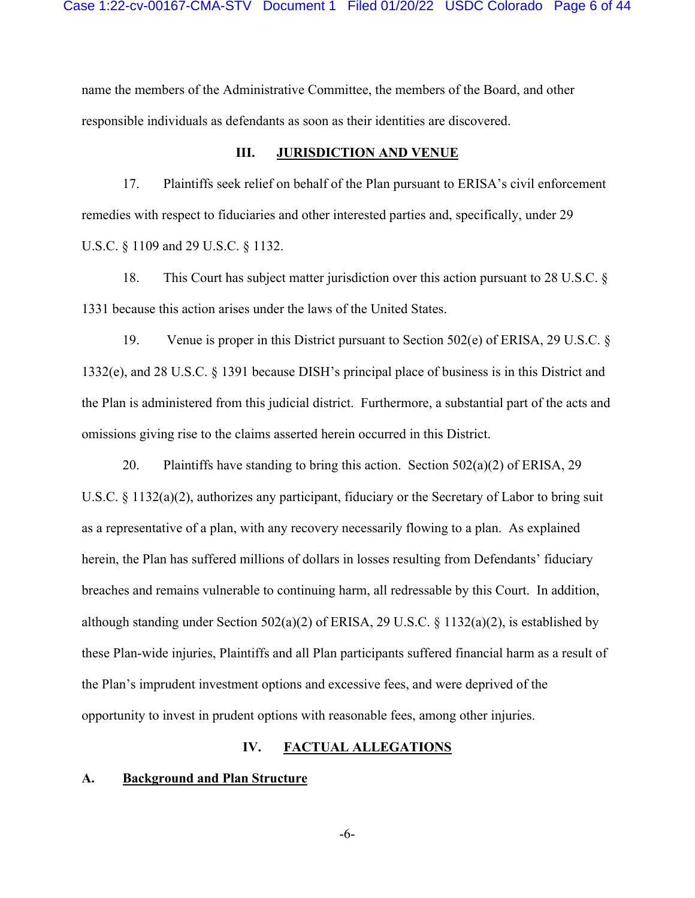name the members of the Administrative Committee, the members of the Board, and other responsible individuals as defendants as soon as their identities are discovered.

## III. JURISDICTION AND VENUE

17. Plaintiffs seek relief on behalf of the Plan pursuant to ERISA's civil enforcement remedies with respect to fiduciaries and other interested parties and, specifically, under 29 U.S.C. § 1109 and 29 U.S.C. § 1132.

18. This Court has subject matter jurisdiction over this action pursuant to 28 U.S.C. § 1331 because this action arises under the laws of the United States.

19. Venue is proper in this District pursuant to Section 502(e) of ERISA, 29 U.S.C. § 1332(e), and 28 U.S.C. § 1391 because DISH's principal place of business is in this District and the Plan is administered from this judicial district. Furthermore, a substantial part of the acts and omissions giving rise to the claims asserted herein occurred in this District.

20. Plaintiffs have standing to bring this action. Section 502(a)(2) of ERISA, 29 U.S.C. § 1132(a)(2), authorizes any participant, fiduciary or the Secretary of Labor to bring suit as a representative of a plan, with any recovery necessarily flowing to a plan. As explained herein, the Plan has suffered millions of dollars in losses resulting from Defendants' fiduciary breaches and remains vulnerable to continuing harm, all redressable by this Court. In addition, although standing under Section 502(a)(2) of ERISA, 29 U.S.C. § 1132(a)(2), is established by these Plan-wide injuries, Plaintiffs and all Plan participants suffered financial harm as a result of the Plan's imprudent investment options and excessive fees, and were deprived of the opportunity to invest in prudent options with reasonable fees, among other injuries.

## IV. FACTUAL ALLEGATIONS

### A. Background and Plan Structure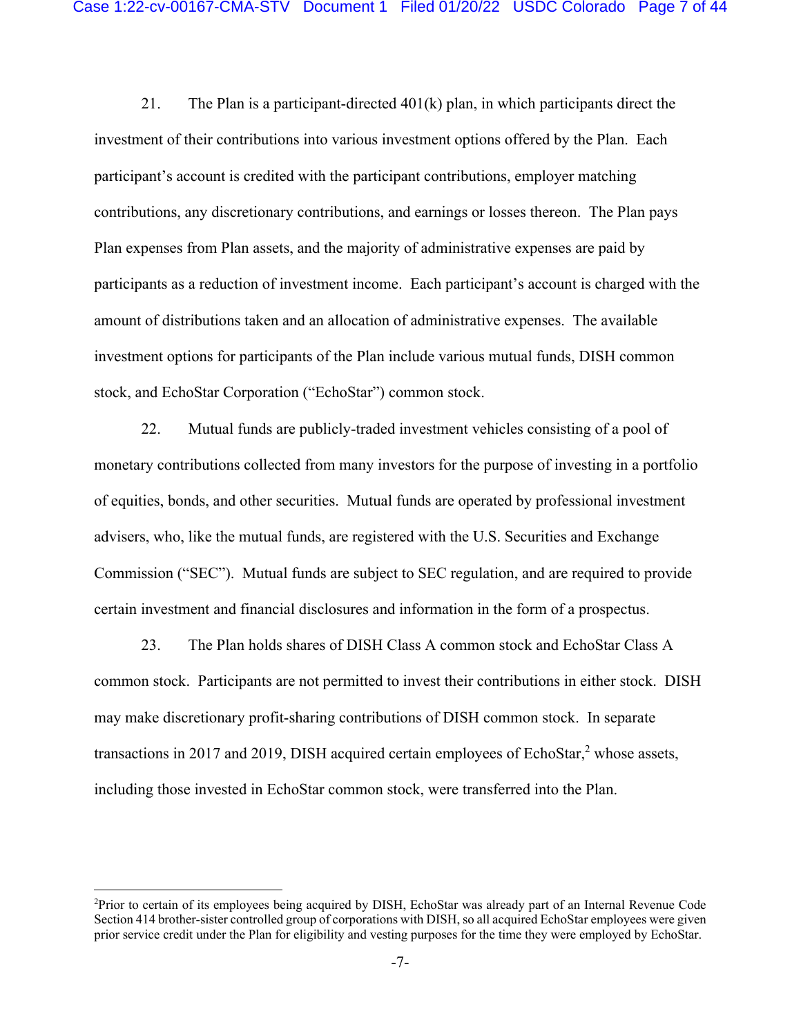21. The Plan is a participant-directed 401(k) plan, in which participants direct the investment of their contributions into various investment options offered by the Plan. Each participant's account is credited with the participant contributions, employer matching contributions, any discretionary contributions, and earnings or losses thereon. The Plan pays Plan expenses from Plan assets, and the majority of administrative expenses are paid by participants as a reduction of investment income. Each participant's account is charged with the amount of distributions taken and an allocation of administrative expenses. The available investment options for participants of the Plan include various mutual funds, DISH common stock, and EchoStar Corporation ("EchoStar") common stock.

22. Mutual funds are publicly-traded investment vehicles consisting of a pool of monetary contributions collected from many investors for the purpose of investing in a portfolio of equities, bonds, and other securities. Mutual funds are operated by professional investment advisers, who, like the mutual funds, are registered with the U.S. Securities and Exchange Commission ("SEC"). Mutual funds are subject to SEC regulation, and are required to provide certain investment and financial disclosures and information in the form of a prospectus.

23. The Plan holds shares of DISH Class A common stock and EchoStar Class A common stock. Participants are not permitted to invest their contributions in either stock. DISH may make discretionary profit-sharing contributions of DISH common stock. In separate transactions in 2017 and 2019, DISH acquired certain employees of EchoStar,[2] whose assets, including those invested in EchoStar common stock, were transferred into the Plan.

---

[2]Prior to certain of its employees being acquired by DISH, EchoStar was already part of an Internal Revenue Code Section 414 brother-sister controlled group of corporations with DISH, so all acquired EchoStar employees were given prior service credit under the Plan for eligibility and vesting purposes for the time they were employed by EchoStar.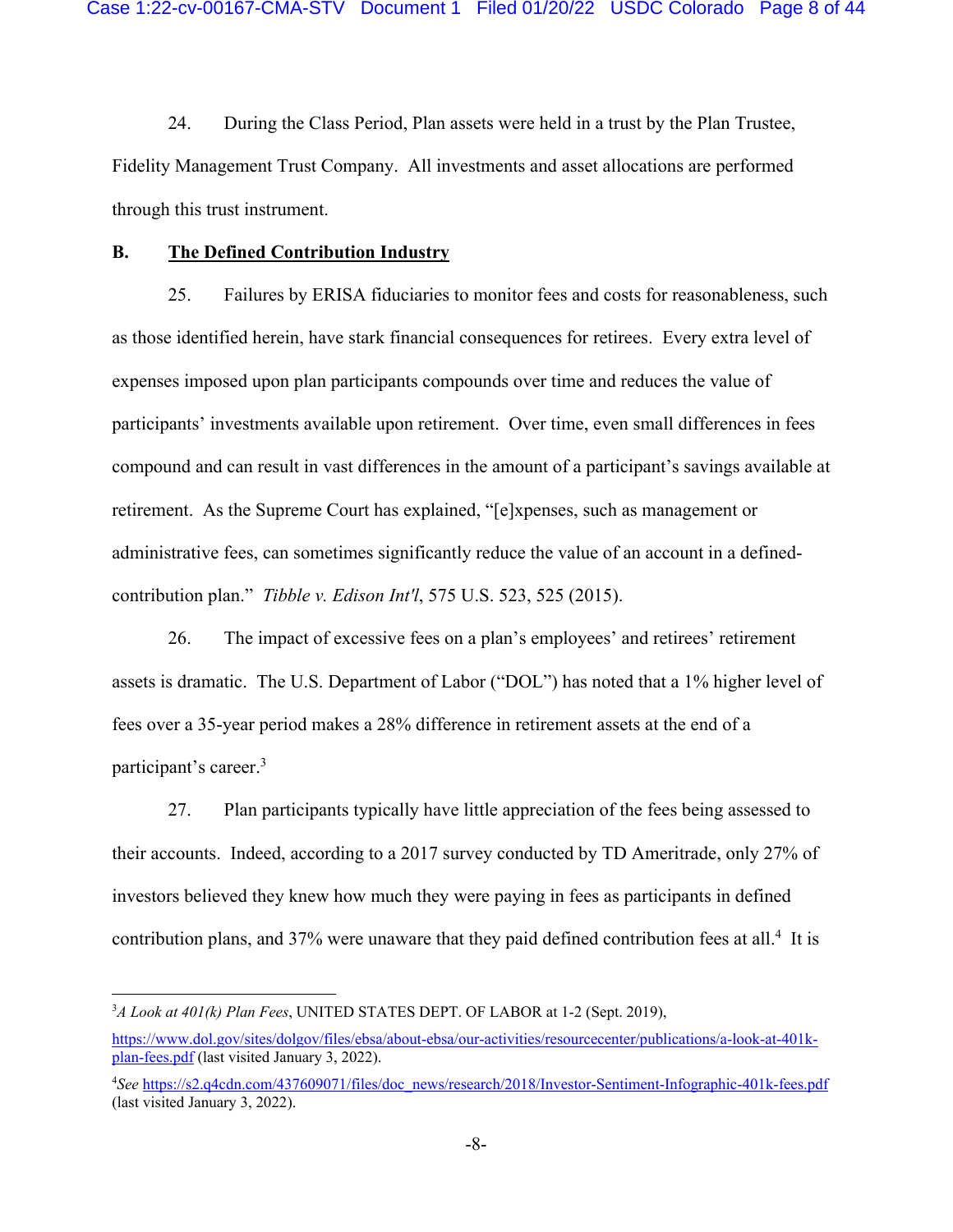24. During the Class Period, Plan assets were held in a trust by the Plan Trustee, Fidelity Management Trust Company. All investments and asset allocations are performed through this trust instrument.

## B. The Defined Contribution Industry

25. Failures by ERISA fiduciaries to monitor fees and costs for reasonableness, such as those identified herein, have stark financial consequences for retirees. Every extra level of expenses imposed upon plan participants compounds over time and reduces the value of participants' investments available upon retirement. Over time, even small differences in fees compound and can result in vast differences in the amount of a participant's savings available at retirement. As the Supreme Court has explained, "[e]xpenses, such as management or administrative fees, can sometimes significantly reduce the value of an account in a defined-contribution plan." *Tibble v. Edison Int'l*, 575 U.S. 523, 525 (2015).

26. The impact of excessive fees on a plan's employees' and retirees' retirement assets is dramatic. The U.S. Department of Labor ("DOL") has noted that a 1% higher level of fees over a 35-year period makes a 28% difference in retirement assets at the end of a participant's career.[3]

27. Plan participants typically have little appreciation of the fees being assessed to their accounts. Indeed, according to a 2017 survey conducted by TD Ameritrade, only 27% of investors believed they knew how much they were paying in fees as participants in defined contribution plans, and 37% were unaware that they paid defined contribution fees at all.[4] It is

---

[3] *A Look at 401(k) Plan Fees*, UNITED STATES DEPT. OF LABOR at 1-2 (Sept. 2019), https://www.dol.gov/sites/dolgov/files/ebsa/about-ebsa/our-activities/resourcecenter/publications/a-look-at-401k-plan-fees.pdf (last visited January 3, 2022).

[4] *See* https://s2.q4cdn.com/437609071/files/doc_news/research/2018/Investor-Sentiment-Infographic-401k-fees.pdf (last visited January 3, 2022).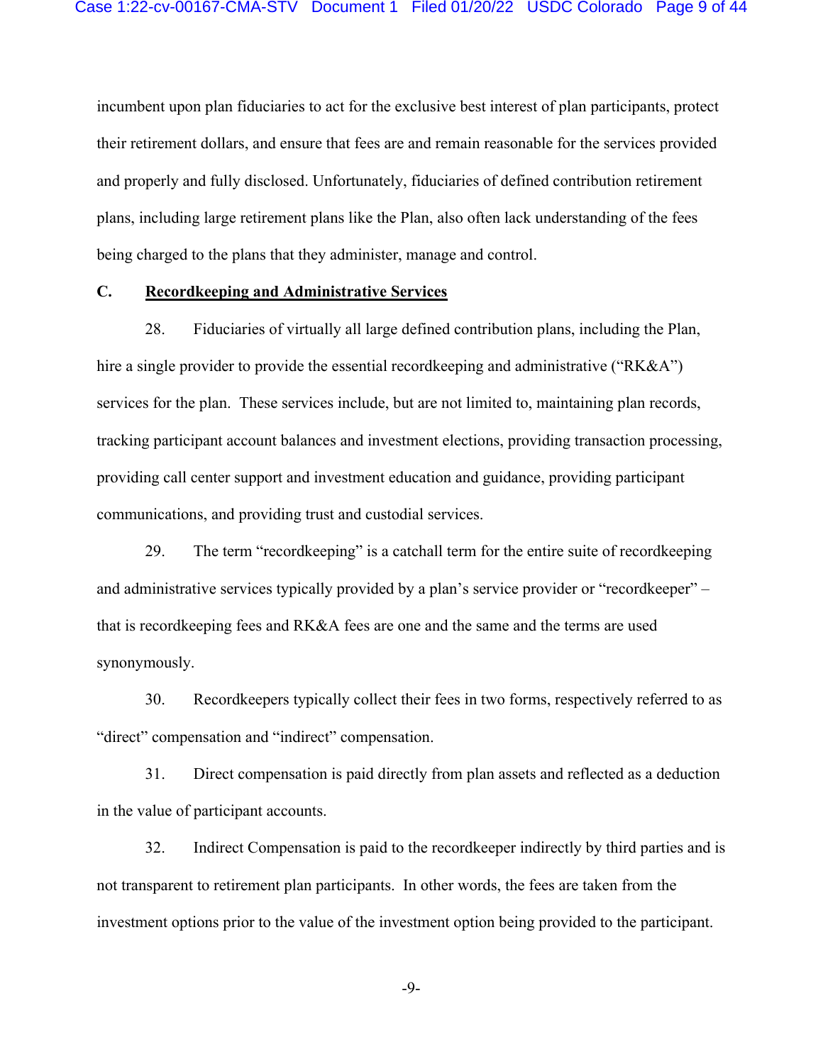incumbent upon plan fiduciaries to act for the exclusive best interest of plan participants, protect their retirement dollars, and ensure that fees are and remain reasonable for the services provided and properly and fully disclosed. Unfortunately, fiduciaries of defined contribution retirement plans, including large retirement plans like the Plan, also often lack understanding of the fees being charged to the plans that they administer, manage and control.

### C. <u>Recordkeeping and Administrative Services</u>

28. Fiduciaries of virtually all large defined contribution plans, including the Plan, hire a single provider to provide the essential recordkeeping and administrative ("RK&A") services for the plan. These services include, but are not limited to, maintaining plan records, tracking participant account balances and investment elections, providing transaction processing, providing call center support and investment education and guidance, providing participant communications, and providing trust and custodial services.

29. The term "recordkeeping" is a catchall term for the entire suite of recordkeeping and administrative services typically provided by a plan's service provider or "recordkeeper" – that is recordkeeping fees and RK&A fees are one and the same and the terms are used synonymously.

30. Recordkeepers typically collect their fees in two forms, respectively referred to as "direct" compensation and "indirect" compensation.

31. Direct compensation is paid directly from plan assets and reflected as a deduction in the value of participant accounts.

32. Indirect Compensation is paid to the recordkeeper indirectly by third parties and is not transparent to retirement plan participants. In other words, the fees are taken from the investment options prior to the value of the investment option being provided to the participant.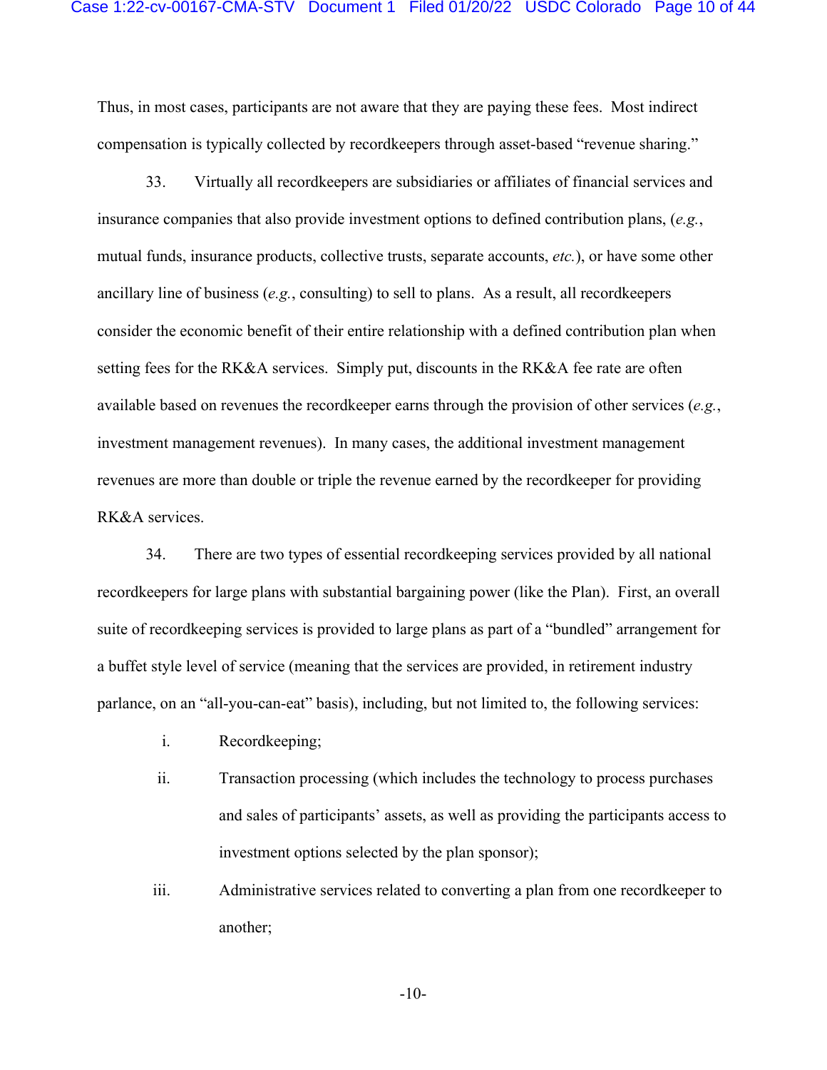Thus, in most cases, participants are not aware that they are paying these fees. Most indirect compensation is typically collected by recordkeepers through asset-based "revenue sharing."

33. Virtually all recordkeepers are subsidiaries or affiliates of financial services and insurance companies that also provide investment options to defined contribution plans, (*e.g.*, mutual funds, insurance products, collective trusts, separate accounts, *etc.*), or have some other ancillary line of business (*e.g.*, consulting) to sell to plans. As a result, all recordkeepers consider the economic benefit of their entire relationship with a defined contribution plan when setting fees for the RK&A services. Simply put, discounts in the RK&A fee rate are often available based on revenues the recordkeeper earns through the provision of other services (*e.g.*, investment management revenues). In many cases, the additional investment management revenues are more than double or triple the revenue earned by the recordkeeper for providing RK&A services.

34. There are two types of essential recordkeeping services provided by all national recordkeepers for large plans with substantial bargaining power (like the Plan). First, an overall suite of recordkeeping services is provided to large plans as part of a "bundled" arrangement for a buffet style level of service (meaning that the services are provided, in retirement industry parlance, on an "all-you-can-eat" basis), including, but not limited to, the following services:

i. Recordkeeping;

ii. Transaction processing (which includes the technology to process purchases and sales of participants' assets, as well as providing the participants access to investment options selected by the plan sponsor);

iii. Administrative services related to converting a plan from one recordkeeper to another;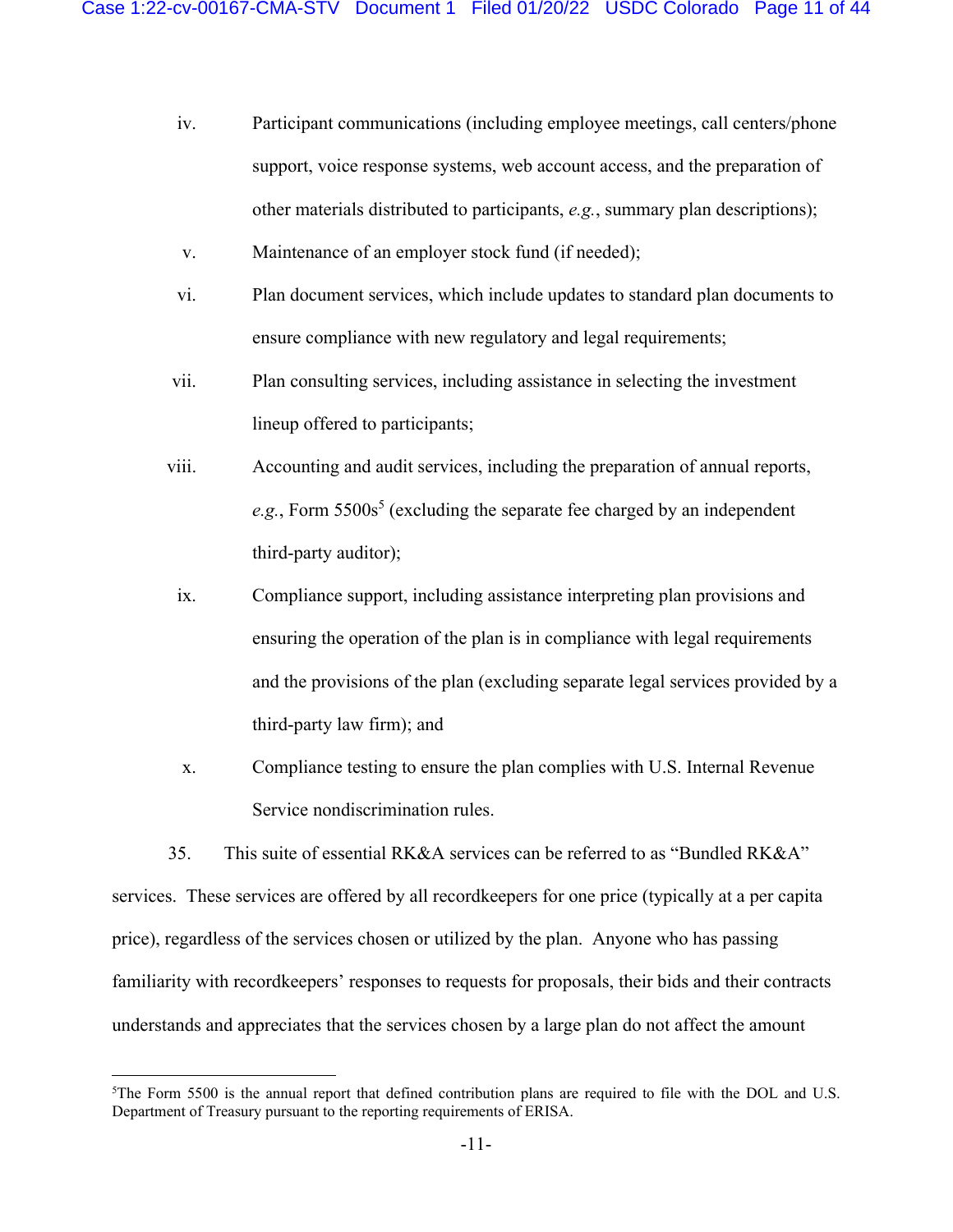iv. Participant communications (including employee meetings, call centers/phone support, voice response systems, web account access, and the preparation of other materials distributed to participants, *e.g.*, summary plan descriptions);

v. Maintenance of an employer stock fund (if needed);

vi. Plan document services, which include updates to standard plan documents to ensure compliance with new regulatory and legal requirements;

vii. Plan consulting services, including assistance in selecting the investment lineup offered to participants;

viii. Accounting and audit services, including the preparation of annual reports, *e.g.*, Form 5500s[5] (excluding the separate fee charged by an independent third-party auditor);

ix. Compliance support, including assistance interpreting plan provisions and ensuring the operation of the plan is in compliance with legal requirements and the provisions of the plan (excluding separate legal services provided by a third-party law firm); and

x. Compliance testing to ensure the plan complies with U.S. Internal Revenue Service nondiscrimination rules.

35. This suite of essential RK&A services can be referred to as "Bundled RK&A" services. These services are offered by all recordkeepers for one price (typically at a per capita price), regardless of the services chosen or utilized by the plan. Anyone who has passing familiarity with recordkeepers' responses to requests for proposals, their bids and their contracts understands and appreciates that the services chosen by a large plan do not affect the amount

---

[5] The Form 5500 is the annual report that defined contribution plans are required to file with the DOL and U.S. Department of Treasury pursuant to the reporting requirements of ERISA.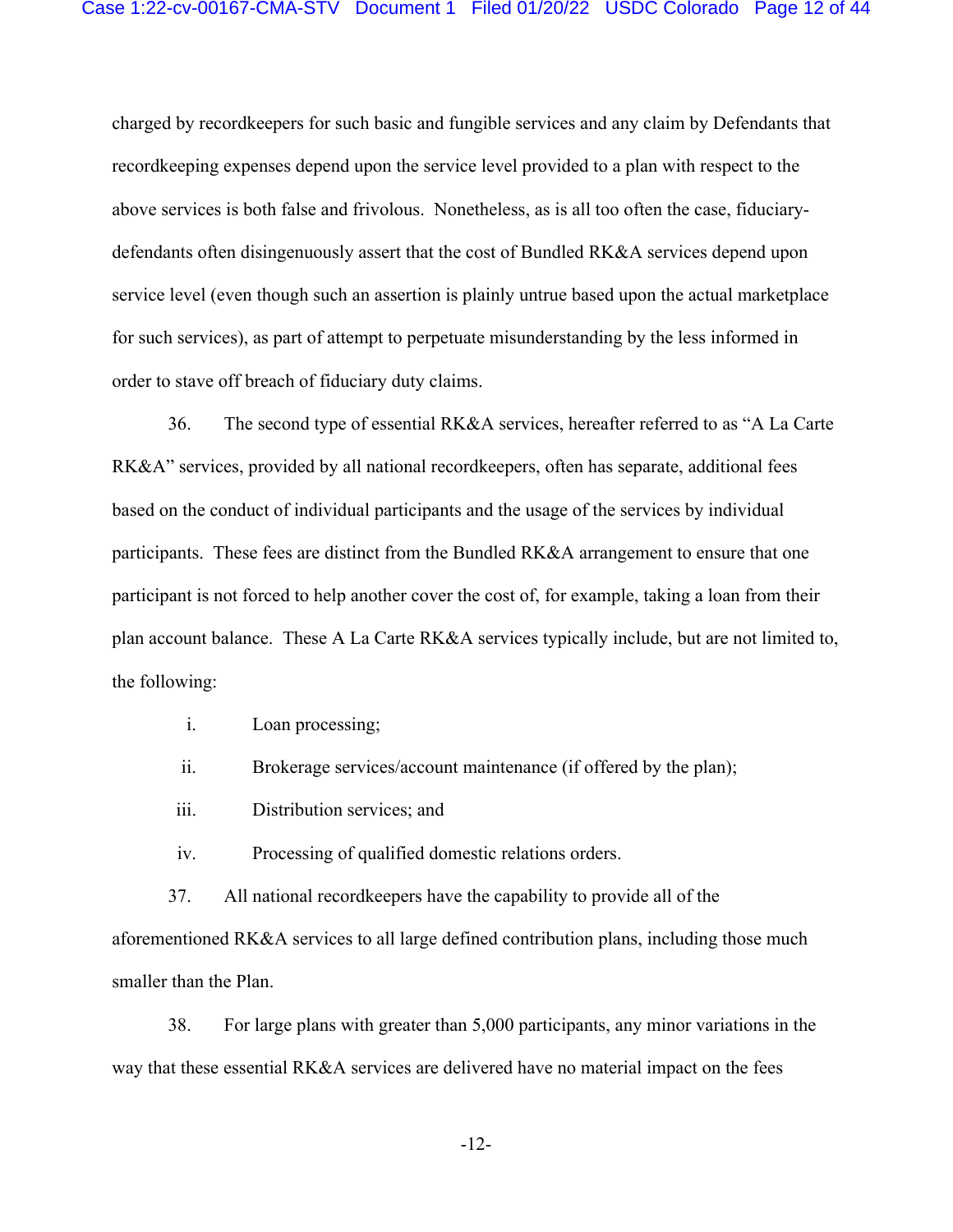charged by recordkeepers for such basic and fungible services and any claim by Defendants that recordkeeping expenses depend upon the service level provided to a plan with respect to the above services is both false and frivolous. Nonetheless, as is all too often the case, fiduciary-defendants often disingenuously assert that the cost of Bundled RK&A services depend upon service level (even though such an assertion is plainly untrue based upon the actual marketplace for such services), as part of attempt to perpetuate misunderstanding by the less informed in order to stave off breach of fiduciary duty claims.

36. The second type of essential RK&A services, hereafter referred to as "A La Carte RK&A" services, provided by all national recordkeepers, often has separate, additional fees based on the conduct of individual participants and the usage of the services by individual participants. These fees are distinct from the Bundled RK&A arrangement to ensure that one participant is not forced to help another cover the cost of, for example, taking a loan from their plan account balance. These A La Carte RK&A services typically include, but are not limited to, the following:

i. Loan processing;

ii. Brokerage services/account maintenance (if offered by the plan);

iii. Distribution services; and

iv. Processing of qualified domestic relations orders.

37. All national recordkeepers have the capability to provide all of the aforementioned RK&A services to all large defined contribution plans, including those much smaller than the Plan.

38. For large plans with greater than 5,000 participants, any minor variations in the way that these essential RK&A services are delivered have no material impact on the fees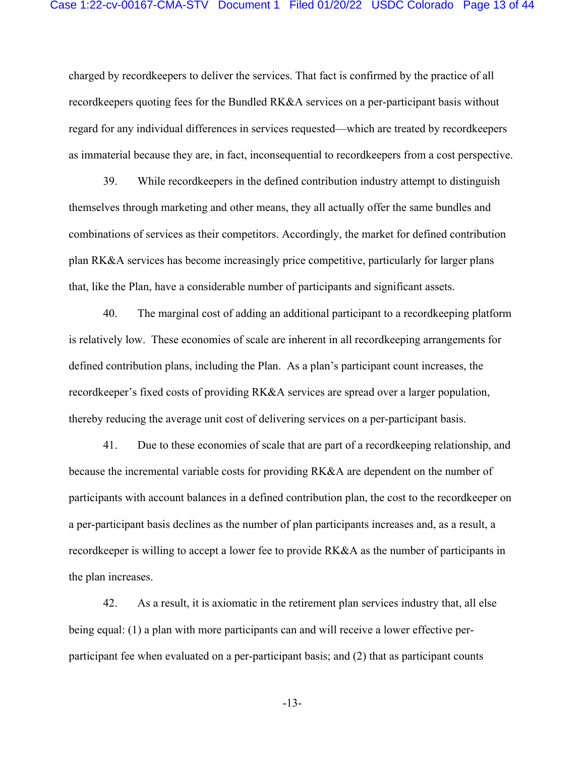charged by recordkeepers to deliver the services. That fact is confirmed by the practice of all recordkeepers quoting fees for the Bundled RK&A services on a per-participant basis without regard for any individual differences in services requested—which are treated by recordkeepers as immaterial because they are, in fact, inconsequential to recordkeepers from a cost perspective.

39. While recordkeepers in the defined contribution industry attempt to distinguish themselves through marketing and other means, they all actually offer the same bundles and combinations of services as their competitors. Accordingly, the market for defined contribution plan RK&A services has become increasingly price competitive, particularly for larger plans that, like the Plan, have a considerable number of participants and significant assets.

40. The marginal cost of adding an additional participant to a recordkeeping platform is relatively low. These economies of scale are inherent in all recordkeeping arrangements for defined contribution plans, including the Plan. As a plan's participant count increases, the recordkeeper's fixed costs of providing RK&A services are spread over a larger population, thereby reducing the average unit cost of delivering services on a per-participant basis.

41. Due to these economies of scale that are part of a recordkeeping relationship, and because the incremental variable costs for providing RK&A are dependent on the number of participants with account balances in a defined contribution plan, the cost to the recordkeeper on a per-participant basis declines as the number of plan participants increases and, as a result, a recordkeeper is willing to accept a lower fee to provide RK&A as the number of participants in the plan increases.

42. As a result, it is axiomatic in the retirement plan services industry that, all else being equal: (1) a plan with more participants can and will receive a lower effective per-participant fee when evaluated on a per-participant basis; and (2) that as participant counts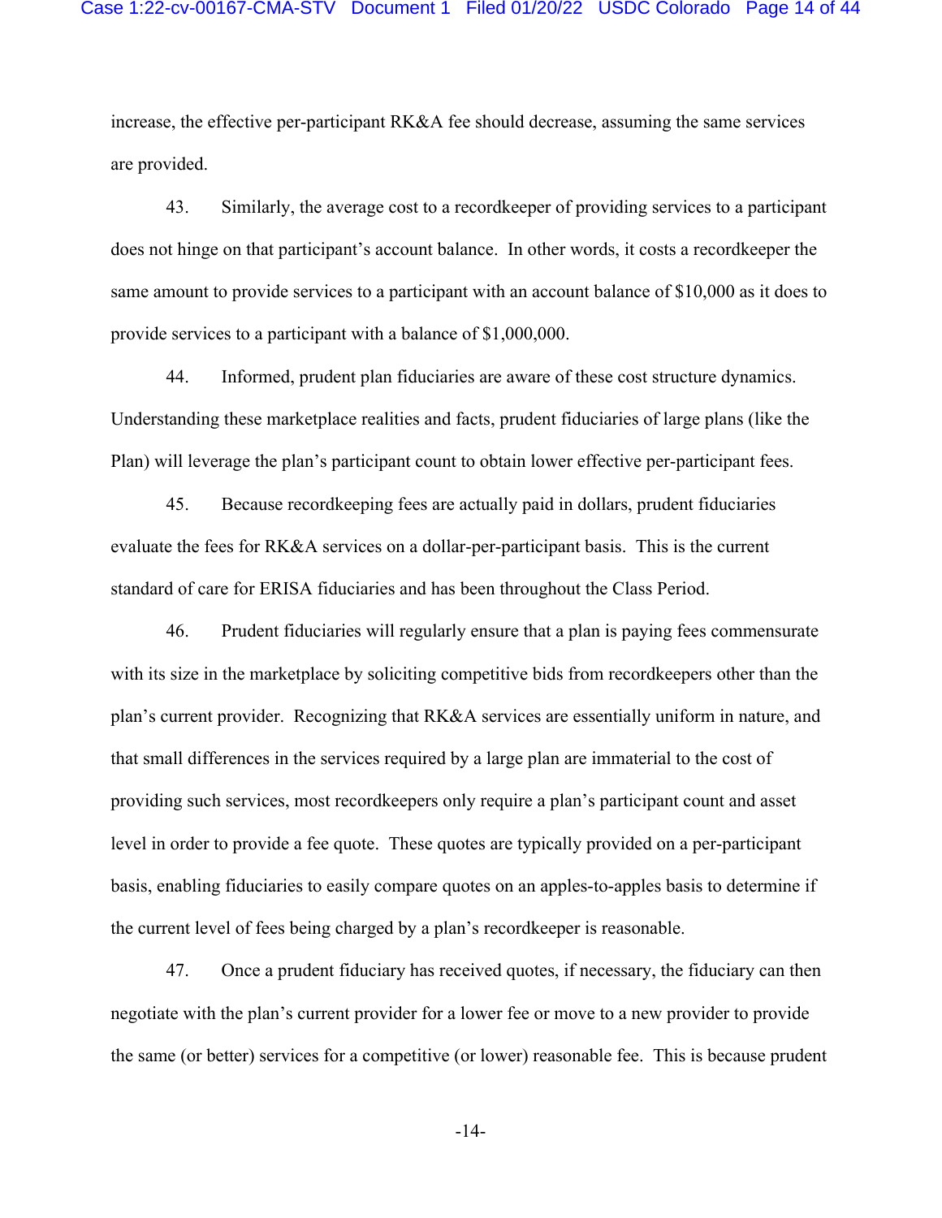increase, the effective per-participant RK&A fee should decrease, assuming the same services are provided.

43. Similarly, the average cost to a recordkeeper of providing services to a participant does not hinge on that participant's account balance. In other words, it costs a recordkeeper the same amount to provide services to a participant with an account balance of $10,000 as it does to provide services to a participant with a balance of $1,000,000.

44. Informed, prudent plan fiduciaries are aware of these cost structure dynamics. Understanding these marketplace realities and facts, prudent fiduciaries of large plans (like the Plan) will leverage the plan's participant count to obtain lower effective per-participant fees.

45. Because recordkeeping fees are actually paid in dollars, prudent fiduciaries evaluate the fees for RK&A services on a dollar-per-participant basis. This is the current standard of care for ERISA fiduciaries and has been throughout the Class Period.

46. Prudent fiduciaries will regularly ensure that a plan is paying fees commensurate with its size in the marketplace by soliciting competitive bids from recordkeepers other than the plan's current provider. Recognizing that RK&A services are essentially uniform in nature, and that small differences in the services required by a large plan are immaterial to the cost of providing such services, most recordkeepers only require a plan's participant count and asset level in order to provide a fee quote. These quotes are typically provided on a per-participant basis, enabling fiduciaries to easily compare quotes on an apples-to-apples basis to determine if the current level of fees being charged by a plan's recordkeeper is reasonable.

47. Once a prudent fiduciary has received quotes, if necessary, the fiduciary can then negotiate with the plan's current provider for a lower fee or move to a new provider to provide the same (or better) services for a competitive (or lower) reasonable fee. This is because prudent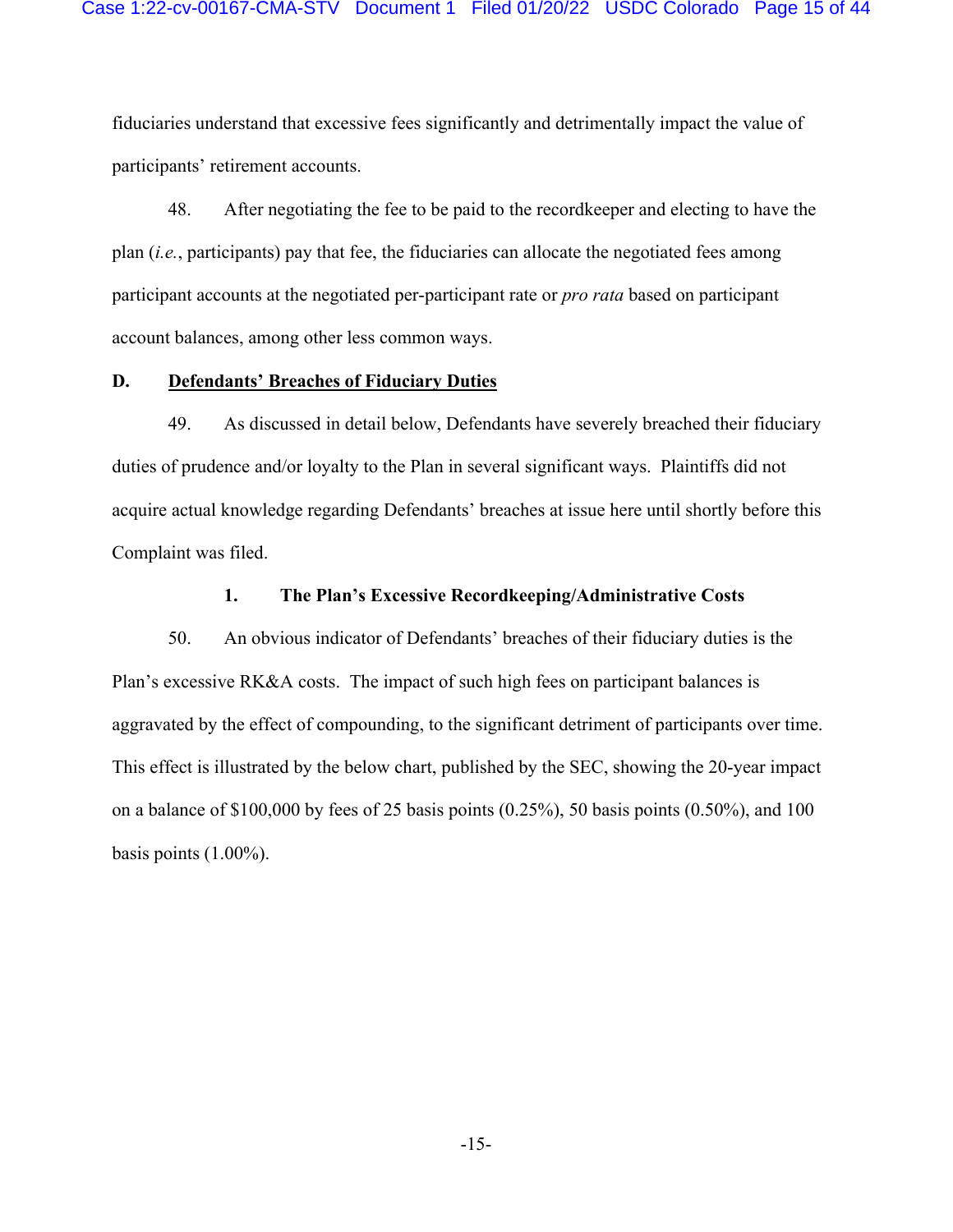fiduciaries understand that excessive fees significantly and detrimentally impact the value of participants' retirement accounts.

48. After negotiating the fee to be paid to the recordkeeper and electing to have the plan (*i.e.*, participants) pay that fee, the fiduciaries can allocate the negotiated fees among participant accounts at the negotiated per-participant rate or *pro rata* based on participant account balances, among other less common ways.

## D. Defendants' Breaches of Fiduciary Duties

49. As discussed in detail below, Defendants have severely breached their fiduciary duties of prudence and/or loyalty to the Plan in several significant ways. Plaintiffs did not acquire actual knowledge regarding Defendants' breaches at issue here until shortly before this Complaint was filed.

### 1. The Plan's Excessive Recordkeeping/Administrative Costs

50. An obvious indicator of Defendants' breaches of their fiduciary duties is the Plan's excessive RK&A costs. The impact of such high fees on participant balances is aggravated by the effect of compounding, to the significant detriment of participants over time. This effect is illustrated by the below chart, published by the SEC, showing the 20-year impact on a balance of $100,000 by fees of 25 basis points (0.25%), 50 basis points (0.50%), and 100 basis points (1.00%).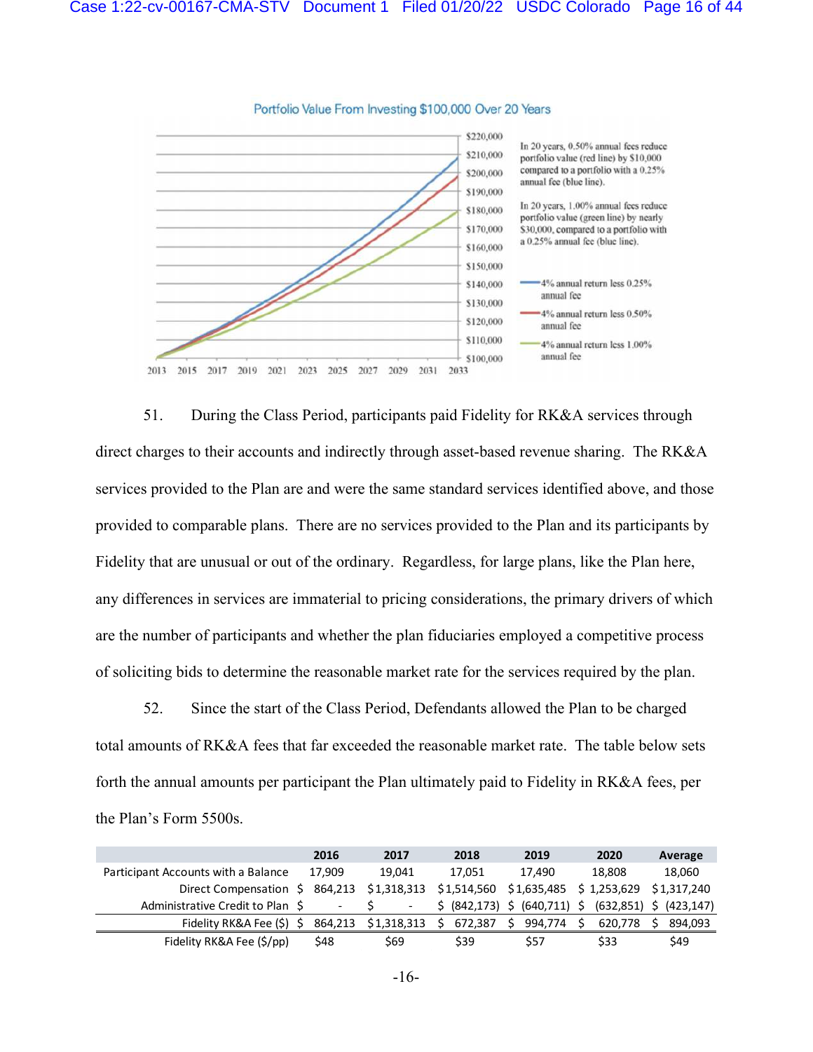Portfolio Value From Investing $100,000 Over 20 Years

In 20 years, 0.50% annual fees reduce portfolio value (red line) by $10,000 compared to a portfolio with a 0.25% annual fee (blue line).

In 20 years, 1.00% annual fees reduce portfolio value (green line) by nearly $30,000, compared to a portfolio with a 0.25% annual fee (blue line).

51. During the Class Period, participants paid Fidelity for RK&A services through direct charges to their accounts and indirectly through asset-based revenue sharing. The RK&A services provided to the Plan are and were the same standard services identified above, and those provided to comparable plans. There are no services provided to the Plan and its participants by Fidelity that are unusual or out of the ordinary. Regardless, for large plans, like the Plan here, any differences in services are immaterial to pricing considerations, the primary drivers of which are the number of participants and whether the plan fiduciaries employed a competitive process of soliciting bids to determine the reasonable market rate for the services required by the plan.

52. Since the start of the Class Period, Defendants allowed the Plan to be charged total amounts of RK&A fees that far exceeded the reasonable market rate. The table below sets forth the annual amounts per participant the Plan ultimately paid to Fidelity in RK&A fees, per the Plan's Form 5500s.

| | 2016 | 2017 | 2018 | 2019 | 2020 | Average |
|---|---|---|---|---|---|---|
| Participant Accounts with a Balance | 17,909 | 19,041 | 17,051 | 17,490 | 18,808 | 18,060 |
| Direct Compensation | $ 864,213 | $1,318,313 | $1,514,560 | $1,635,485 | $ 1,253,629 | $1,317,240 |
| Administrative Credit to Plan | $ - | $ - | $ (842,173) | $ (640,711) | $ (632,851) | $ (423,147) |
| Fidelity RK&A Fee ($) | $ 864,213 | $1,318,313 | $ 672,387 | $ 994,774 | $ 620,778 | $ 894,093 |
| Fidelity RK&A Fee ($/pp) | $48 | $69 | $39 | $57 | $33 | $49 |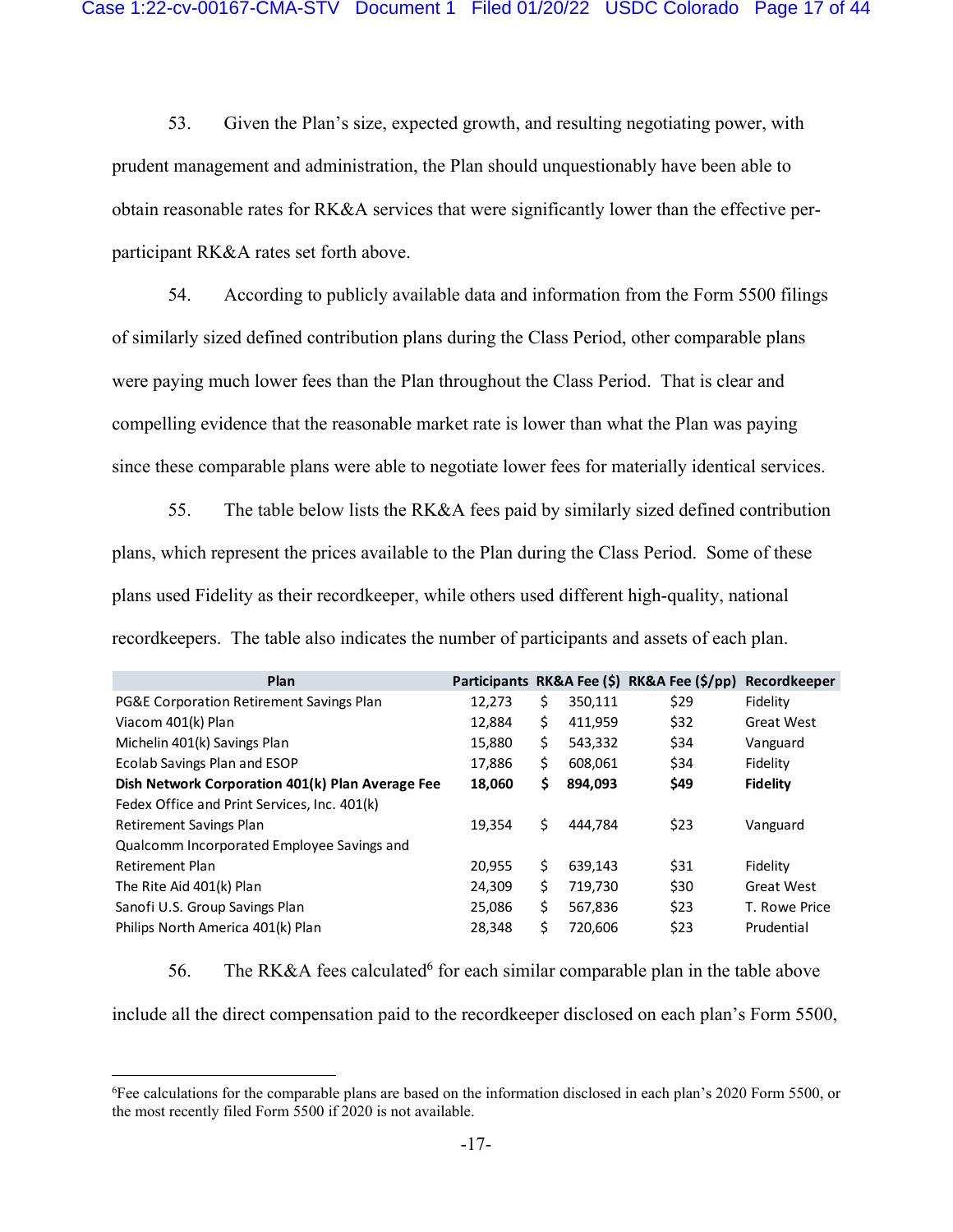53. Given the Plan's size, expected growth, and resulting negotiating power, with prudent management and administration, the Plan should unquestionably have been able to obtain reasonable rates for RK&A services that were significantly lower than the effective per-participant RK&A rates set forth above.

54. According to publicly available data and information from the Form 5500 filings of similarly sized defined contribution plans during the Class Period, other comparable plans were paying much lower fees than the Plan throughout the Class Period. That is clear and compelling evidence that the reasonable market rate is lower than what the Plan was paying since these comparable plans were able to negotiate lower fees for materially identical services.

55. The table below lists the RK&A fees paid by similarly sized defined contribution plans, which represent the prices available to the Plan during the Class Period. Some of these plans used Fidelity as their recordkeeper, while others used different high-quality, national recordkeepers. The table also indicates the number of participants and assets of each plan.

| Plan | Participants | RK&A Fee ($) | RK&A Fee ($/pp) | Recordkeeper |
|---|---|---|---|---|
| PG&E Corporation Retirement Savings Plan | 12,273 | $ 350,111 | $29 | Fidelity |
| Viacom 401(k) Plan | 12,884 | $ 411,959 | $32 | Great West |
| Michelin 401(k) Savings Plan | 15,880 | $ 543,332 | $34 | Vanguard |
| Ecolab Savings Plan and ESOP | 17,886 | $ 608,061 | $34 | Fidelity |
| **Dish Network Corporation 401(k) Plan Average Fee** | **18,060** | **$ 894,093** | **$49** | **Fidelity** |
| Fedex Office and Print Services, Inc. 401(k) Retirement Savings Plan | 19,354 | $ 444,784 | $23 | Vanguard |
| Qualcomm Incorporated Employee Savings and Retirement Plan | 20,955 | $ 639,143 | $31 | Fidelity |
| The Rite Aid 401(k) Plan | 24,309 | $ 719,730 | $30 | Great West |
| Sanofi U.S. Group Savings Plan | 25,086 | $ 567,836 | $23 | T. Rowe Price |
| Philips North America 401(k) Plan | 28,348 | $ 720,606 | $23 | Prudential |

56. The RK&A fees calculated[6] for each similar comparable plan in the table above include all the direct compensation paid to the recordkeeper disclosed on each plan's Form 5500,

---

[6] Fee calculations for the comparable plans are based on the information disclosed in each plan's 2020 Form 5500, or the most recently filed Form 5500 if 2020 is not available.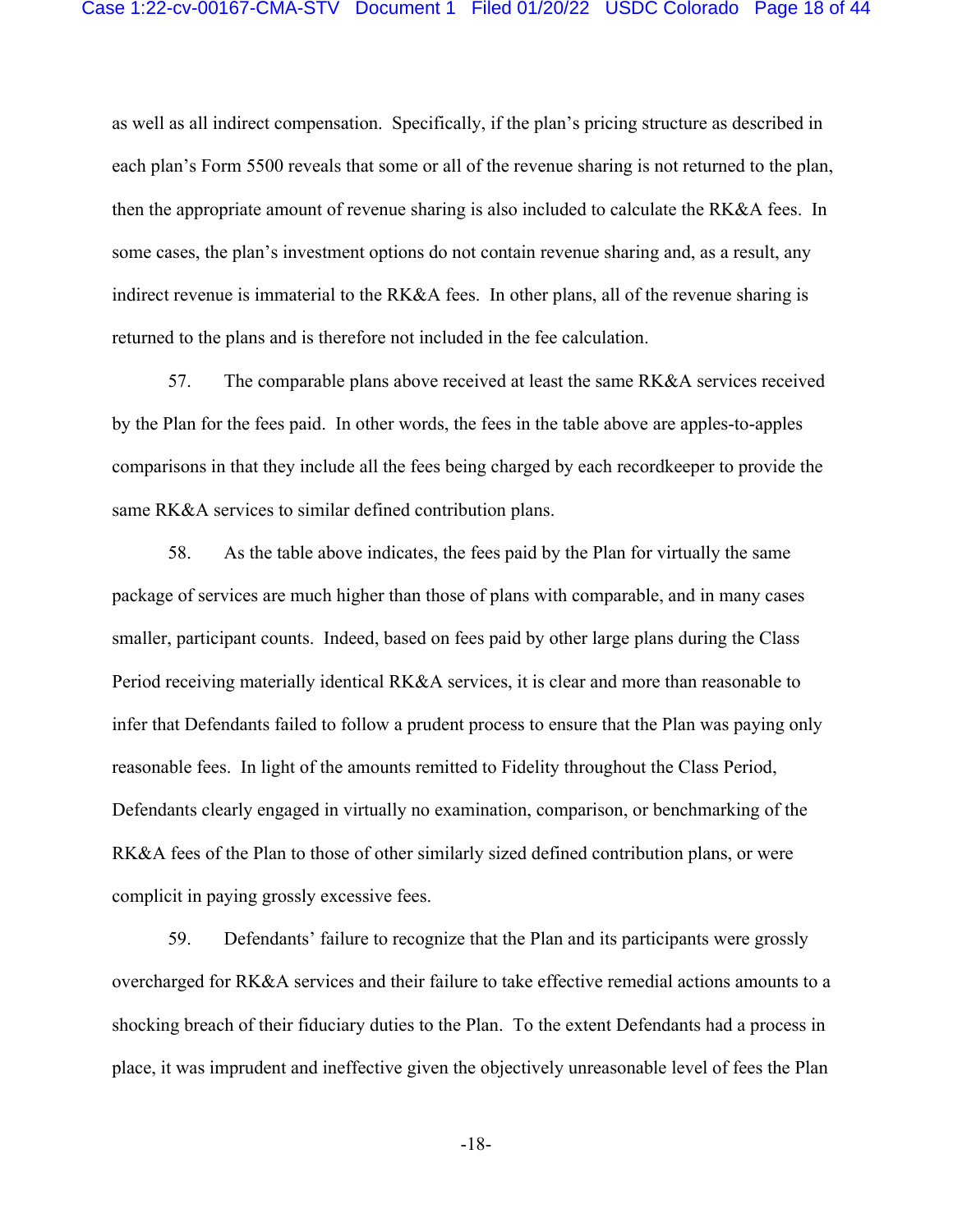as well as all indirect compensation. Specifically, if the plan's pricing structure as described in each plan's Form 5500 reveals that some or all of the revenue sharing is not returned to the plan, then the appropriate amount of revenue sharing is also included to calculate the RK&A fees. In some cases, the plan's investment options do not contain revenue sharing and, as a result, any indirect revenue is immaterial to the RK&A fees. In other plans, all of the revenue sharing is returned to the plans and is therefore not included in the fee calculation.

57. The comparable plans above received at least the same RK&A services received by the Plan for the fees paid. In other words, the fees in the table above are apples-to-apples comparisons in that they include all the fees being charged by each recordkeeper to provide the same RK&A services to similar defined contribution plans.

58. As the table above indicates, the fees paid by the Plan for virtually the same package of services are much higher than those of plans with comparable, and in many cases smaller, participant counts. Indeed, based on fees paid by other large plans during the Class Period receiving materially identical RK&A services, it is clear and more than reasonable to infer that Defendants failed to follow a prudent process to ensure that the Plan was paying only reasonable fees. In light of the amounts remitted to Fidelity throughout the Class Period, Defendants clearly engaged in virtually no examination, comparison, or benchmarking of the RK&A fees of the Plan to those of other similarly sized defined contribution plans, or were complicit in paying grossly excessive fees.

59. Defendants' failure to recognize that the Plan and its participants were grossly overcharged for RK&A services and their failure to take effective remedial actions amounts to a shocking breach of their fiduciary duties to the Plan. To the extent Defendants had a process in place, it was imprudent and ineffective given the objectively unreasonable level of fees the Plan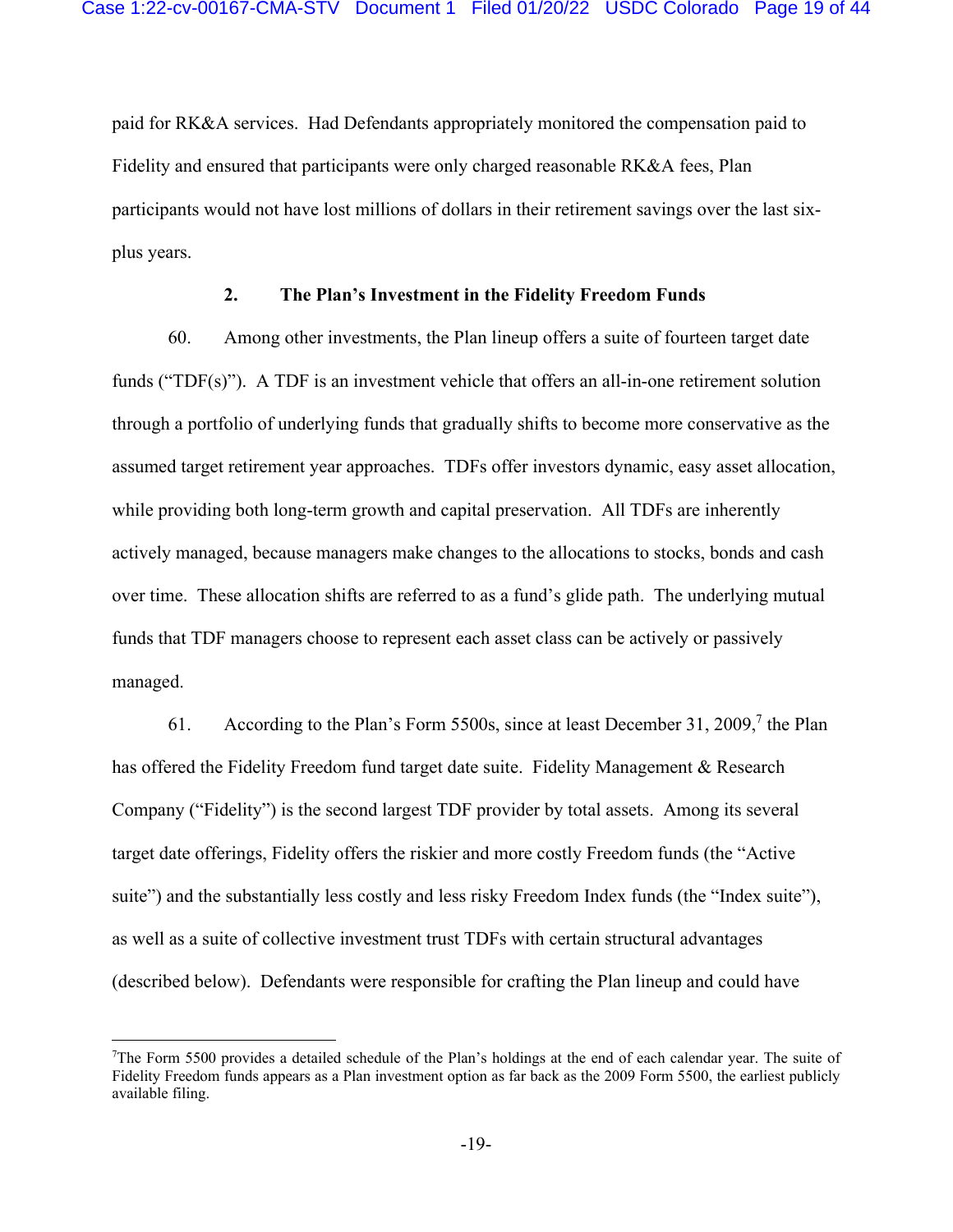paid for RK&A services. Had Defendants appropriately monitored the compensation paid to Fidelity and ensured that participants were only charged reasonable RK&A fees, Plan participants would not have lost millions of dollars in their retirement savings over the last six-plus years.

### 2. The Plan's Investment in the Fidelity Freedom Funds

60. Among other investments, the Plan lineup offers a suite of fourteen target date funds ("TDF(s)"). A TDF is an investment vehicle that offers an all-in-one retirement solution through a portfolio of underlying funds that gradually shifts to become more conservative as the assumed target retirement year approaches. TDFs offer investors dynamic, easy asset allocation, while providing both long-term growth and capital preservation. All TDFs are inherently actively managed, because managers make changes to the allocations to stocks, bonds and cash over time. These allocation shifts are referred to as a fund's glide path. The underlying mutual funds that TDF managers choose to represent each asset class can be actively or passively managed.

61. According to the Plan's Form 5500s, since at least December 31, 2009,[7] the Plan has offered the Fidelity Freedom fund target date suite. Fidelity Management & Research Company ("Fidelity") is the second largest TDF provider by total assets. Among its several target date offerings, Fidelity offers the riskier and more costly Freedom funds (the "Active suite") and the substantially less costly and less risky Freedom Index funds (the "Index suite"), as well as a suite of collective investment trust TDFs with certain structural advantages (described below). Defendants were responsible for crafting the Plan lineup and could have

[7] The Form 5500 provides a detailed schedule of the Plan's holdings at the end of each calendar year. The suite of Fidelity Freedom funds appears as a Plan investment option as far back as the 2009 Form 5500, the earliest publicly available filing.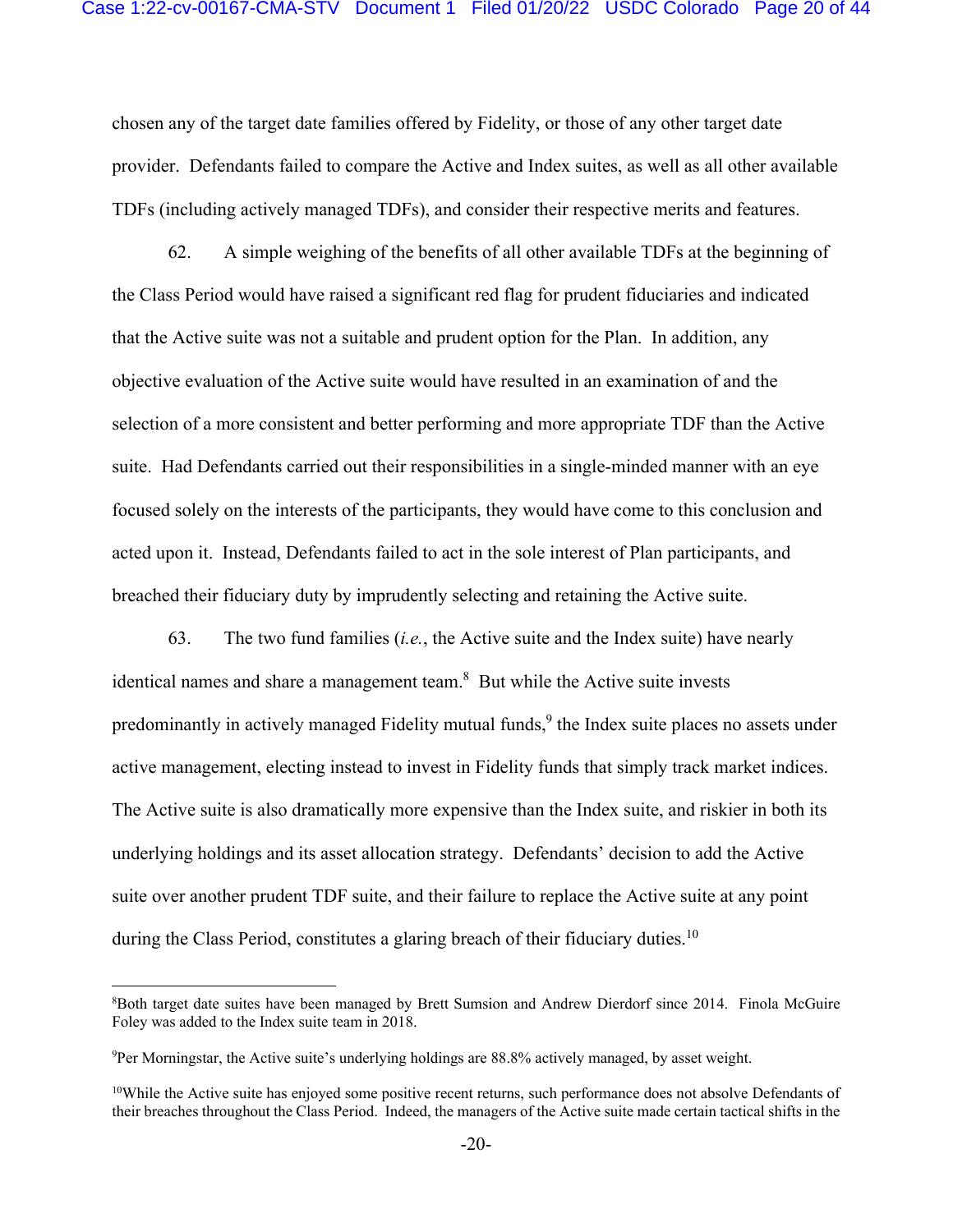chosen any of the target date families offered by Fidelity, or those of any other target date provider. Defendants failed to compare the Active and Index suites, as well as all other available TDFs (including actively managed TDFs), and consider their respective merits and features.

62. A simple weighing of the benefits of all other available TDFs at the beginning of the Class Period would have raised a significant red flag for prudent fiduciaries and indicated that the Active suite was not a suitable and prudent option for the Plan. In addition, any objective evaluation of the Active suite would have resulted in an examination of and the selection of a more consistent and better performing and more appropriate TDF than the Active suite. Had Defendants carried out their responsibilities in a single-minded manner with an eye focused solely on the interests of the participants, they would have come to this conclusion and acted upon it. Instead, Defendants failed to act in the sole interest of Plan participants, and breached their fiduciary duty by imprudently selecting and retaining the Active suite.

63. The two fund families (*i.e.*, the Active suite and the Index suite) have nearly identical names and share a management team.[8] But while the Active suite invests predominantly in actively managed Fidelity mutual funds,[9] the Index suite places no assets under active management, electing instead to invest in Fidelity funds that simply track market indices. The Active suite is also dramatically more expensive than the Index suite, and riskier in both its underlying holdings and its asset allocation strategy. Defendants' decision to add the Active suite over another prudent TDF suite, and their failure to replace the Active suite at any point during the Class Period, constitutes a glaring breach of their fiduciary duties.[10]

---

[8]Both target date suites have been managed by Brett Sumsion and Andrew Dierdorf since 2014. Finola McGuire Foley was added to the Index suite team in 2018.

[9]Per Morningstar, the Active suite's underlying holdings are 88.8% actively managed, by asset weight.

[10]While the Active suite has enjoyed some positive recent returns, such performance does not absolve Defendants of their breaches throughout the Class Period. Indeed, the managers of the Active suite made certain tactical shifts in the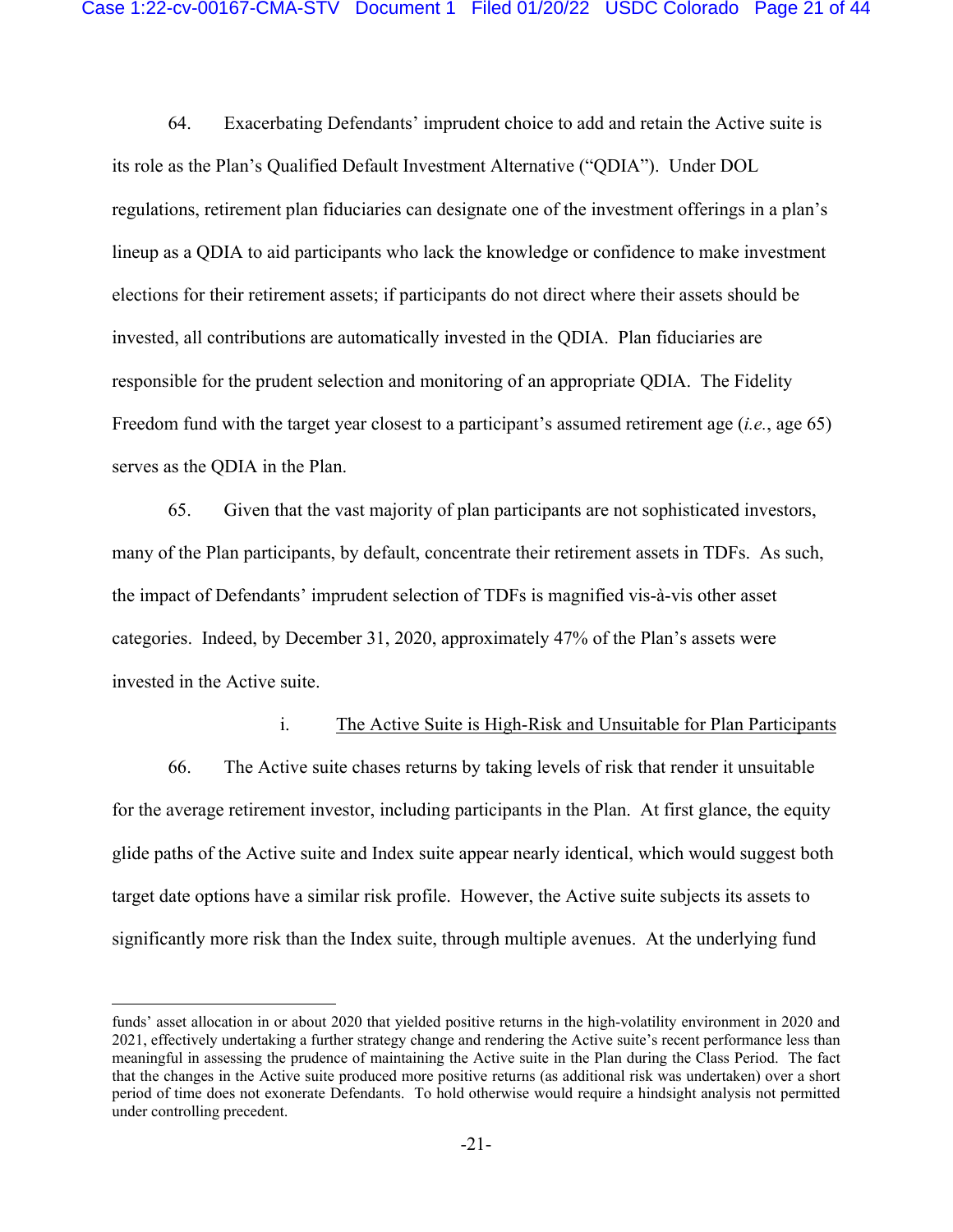64. Exacerbating Defendants' imprudent choice to add and retain the Active suite is its role as the Plan's Qualified Default Investment Alternative ("QDIA"). Under DOL regulations, retirement plan fiduciaries can designate one of the investment offerings in a plan's lineup as a QDIA to aid participants who lack the knowledge or confidence to make investment elections for their retirement assets; if participants do not direct where their assets should be invested, all contributions are automatically invested in the QDIA. Plan fiduciaries are responsible for the prudent selection and monitoring of an appropriate QDIA. The Fidelity Freedom fund with the target year closest to a participant's assumed retirement age (*i.e.*, age 65) serves as the QDIA in the Plan.

65. Given that the vast majority of plan participants are not sophisticated investors, many of the Plan participants, by default, concentrate their retirement assets in TDFs. As such, the impact of Defendants' imprudent selection of TDFs is magnified vis-à-vis other asset categories. Indeed, by December 31, 2020, approximately 47% of the Plan's assets were invested in the Active suite.

i. <u>The Active Suite is High-Risk and Unsuitable for Plan Participants</u>

66. The Active suite chases returns by taking levels of risk that render it unsuitable for the average retirement investor, including participants in the Plan. At first glance, the equity glide paths of the Active suite and Index suite appear nearly identical, which would suggest both target date options have a similar risk profile. However, the Active suite subjects its assets to significantly more risk than the Index suite, through multiple avenues. At the underlying fund

---

funds' asset allocation in or about 2020 that yielded positive returns in the high-volatility environment in 2020 and 2021, effectively undertaking a further strategy change and rendering the Active suite's recent performance less than meaningful in assessing the prudence of maintaining the Active suite in the Plan during the Class Period. The fact that the changes in the Active suite produced more positive returns (as additional risk was undertaken) over a short period of time does not exonerate Defendants. To hold otherwise would require a hindsight analysis not permitted under controlling precedent.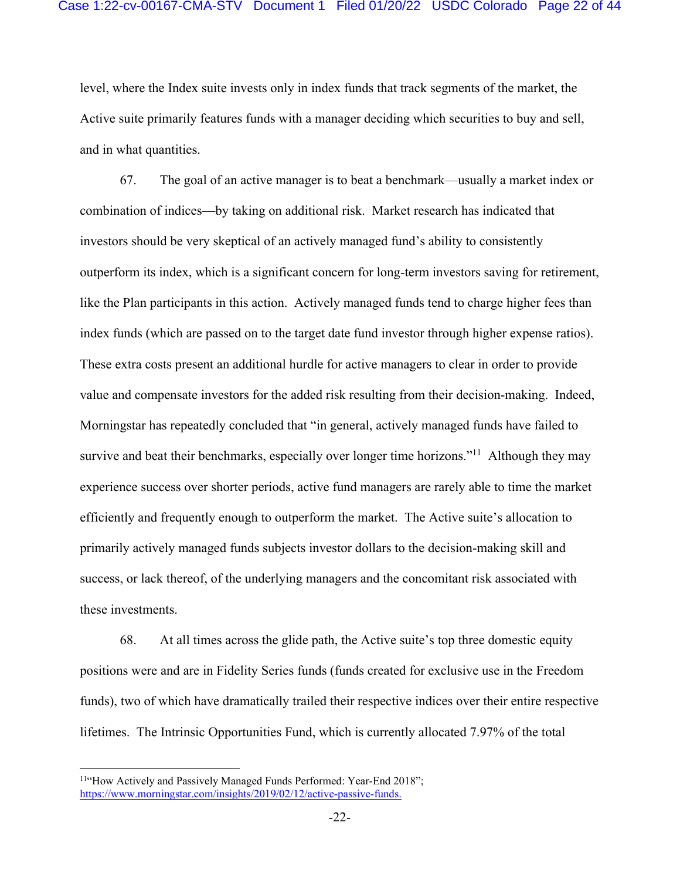level, where the Index suite invests only in index funds that track segments of the market, the Active suite primarily features funds with a manager deciding which securities to buy and sell, and in what quantities.

67. The goal of an active manager is to beat a benchmark—usually a market index or combination of indices—by taking on additional risk. Market research has indicated that investors should be very skeptical of an actively managed fund's ability to consistently outperform its index, which is a significant concern for long-term investors saving for retirement, like the Plan participants in this action. Actively managed funds tend to charge higher fees than index funds (which are passed on to the target date fund investor through higher expense ratios). These extra costs present an additional hurdle for active managers to clear in order to provide value and compensate investors for the added risk resulting from their decision-making. Indeed, Morningstar has repeatedly concluded that "in general, actively managed funds have failed to survive and beat their benchmarks, especially over longer time horizons."[11] Although they may experience success over shorter periods, active fund managers are rarely able to time the market efficiently and frequently enough to outperform the market. The Active suite's allocation to primarily actively managed funds subjects investor dollars to the decision-making skill and success, or lack thereof, of the underlying managers and the concomitant risk associated with these investments.

68. At all times across the glide path, the Active suite's top three domestic equity positions were and are in Fidelity Series funds (funds created for exclusive use in the Freedom funds), two of which have dramatically trailed their respective indices over their entire respective lifetimes. The Intrinsic Opportunities Fund, which is currently allocated 7.97% of the total

[11] "How Actively and Passively Managed Funds Performed: Year-End 2018"; https://www.morningstar.com/insights/2019/02/12/active-passive-funds.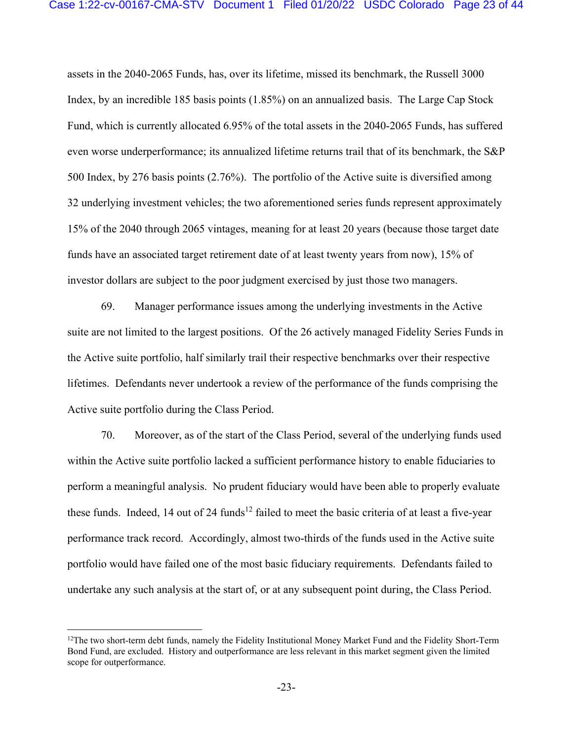assets in the 2040-2065 Funds, has, over its lifetime, missed its benchmark, the Russell 3000 Index, by an incredible 185 basis points (1.85%) on an annualized basis. The Large Cap Stock Fund, which is currently allocated 6.95% of the total assets in the 2040-2065 Funds, has suffered even worse underperformance; its annualized lifetime returns trail that of its benchmark, the S&P 500 Index, by 276 basis points (2.76%). The portfolio of the Active suite is diversified among 32 underlying investment vehicles; the two aforementioned series funds represent approximately 15% of the 2040 through 2065 vintages, meaning for at least 20 years (because those target date funds have an associated target retirement date of at least twenty years from now), 15% of investor dollars are subject to the poor judgment exercised by just those two managers.

69. Manager performance issues among the underlying investments in the Active suite are not limited to the largest positions. Of the 26 actively managed Fidelity Series Funds in the Active suite portfolio, half similarly trail their respective benchmarks over their respective lifetimes. Defendants never undertook a review of the performance of the funds comprising the Active suite portfolio during the Class Period.

70. Moreover, as of the start of the Class Period, several of the underlying funds used within the Active suite portfolio lacked a sufficient performance history to enable fiduciaries to perform a meaningful analysis. No prudent fiduciary would have been able to properly evaluate these funds. Indeed, 14 out of 24 funds[12] failed to meet the basic criteria of at least a five-year performance track record. Accordingly, almost two-thirds of the funds used in the Active suite portfolio would have failed one of the most basic fiduciary requirements. Defendants failed to undertake any such analysis at the start of, or at any subsequent point during, the Class Period.

---

[12] The two short-term debt funds, namely the Fidelity Institutional Money Market Fund and the Fidelity Short-Term Bond Fund, are excluded. History and outperformance are less relevant in this market segment given the limited scope for outperformance.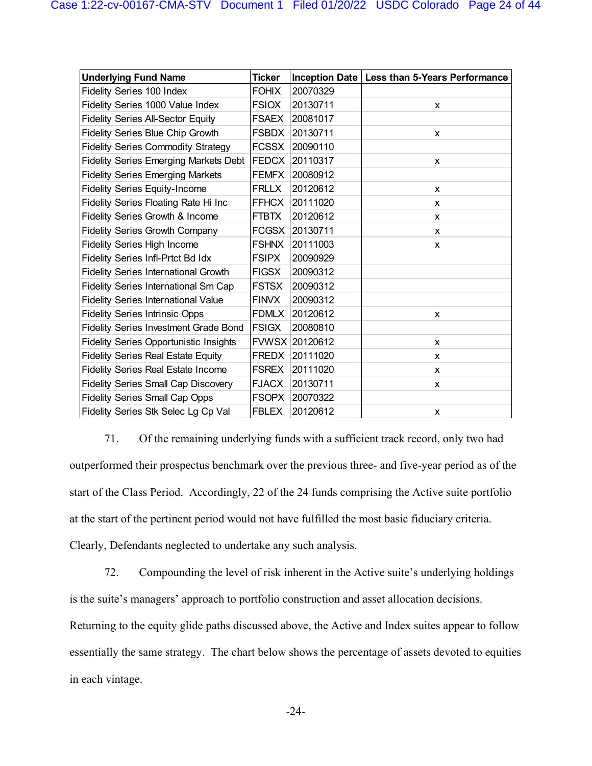| Underlying Fund Name | Ticker | Inception Date | Less than 5-Years Performance |
|---|---|---|---|
| Fidelity Series 100 Index | FOHIX | 20070329 | |
| Fidelity Series 1000 Value Index | FSIOX | 20130711 | x |
| Fidelity Series All-Sector Equity | FSAEX | 20081017 | |
| Fidelity Series Blue Chip Growth | FSBDX | 20130711 | x |
| Fidelity Series Commodity Strategy | FCSSX | 20090110 | |
| Fidelity Series Emerging Markets Debt | FEDCX | 20110317 | x |
| Fidelity Series Emerging Markets | FEMFX | 20080912 | |
| Fidelity Series Equity-Income | FRLLX | 20120612 | x |
| Fidelity Series Floating Rate Hi Inc | FFHCX | 20111020 | x |
| Fidelity Series Growth & Income | FTBTX | 20120612 | x |
| Fidelity Series Growth Company | FCGSX | 20130711 | x |
| Fidelity Series High Income | FSHNX | 20111003 | x |
| Fidelity Series Infl-Prtct Bd Idx | FSIPX | 20090929 | |
| Fidelity Series International Growth | FIGSX | 20090312 | |
| Fidelity Series International Sm Cap | FSTSX | 20090312 | |
| Fidelity Series International Value | FINVX | 20090312 | |
| Fidelity Series Intrinsic Opps | FDMLX | 20120612 | x |
| Fidelity Series Investment Grade Bond | FSIGX | 20080810 | |
| Fidelity Series Opportunistic Insights | FVWSX | 20120612 | x |
| Fidelity Series Real Estate Equity | FREDX | 20111020 | x |
| Fidelity Series Real Estate Income | FSREX | 20111020 | x |
| Fidelity Series Small Cap Discovery | FJACX | 20130711 | x |
| Fidelity Series Small Cap Opps | FSOPX | 20070322 | |
| Fidelity Series Stk Selec Lg Cp Val | FBLEX | 20120612 | x |

71. Of the remaining underlying funds with a sufficient track record, only two had outperformed their prospectus benchmark over the previous three- and five-year period as of the start of the Class Period. Accordingly, 22 of the 24 funds comprising the Active suite portfolio at the start of the pertinent period would not have fulfilled the most basic fiduciary criteria. Clearly, Defendants neglected to undertake any such analysis.

72. Compounding the level of risk inherent in the Active suite's underlying holdings is the suite's managers' approach to portfolio construction and asset allocation decisions. Returning to the equity glide paths discussed above, the Active and Index suites appear to follow essentially the same strategy. The chart below shows the percentage of assets devoted to equities in each vintage.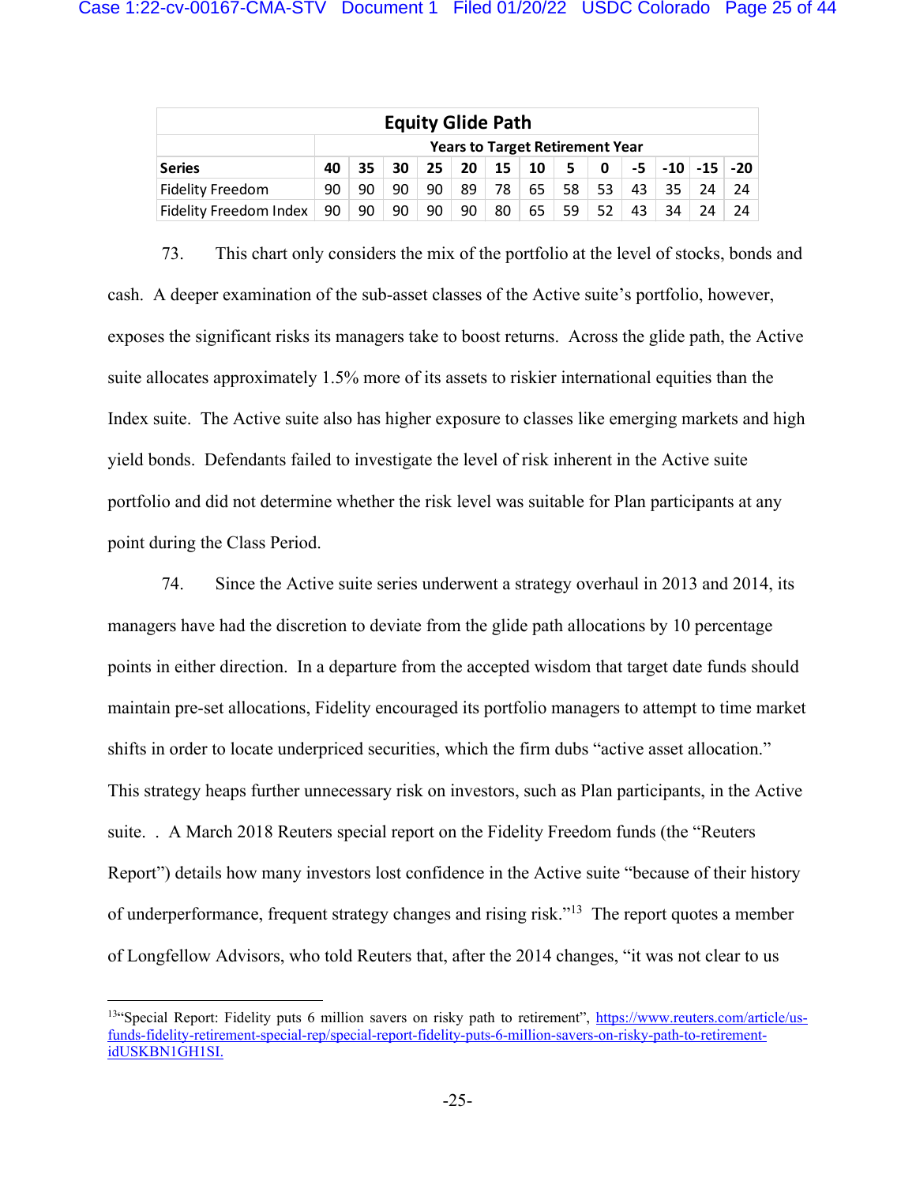| Equity Glide Path | | | | | | | | | | | | | |
|---|---|---|---|---|---|---|---|---|---|---|---|---|---|
| | Years to Target Retirement Year | | | | | | | | | | | | |
| **Series** | **40** | **35** | **30** | **25** | **20** | **15** | **10** | **5** | **0** | **-5** | **-10** | **-15** | **-20** |
| Fidelity Freedom | 90 | 90 | 90 | 90 | 89 | 78 | 65 | 58 | 53 | 43 | 35 | 24 | 24 |
| Fidelity Freedom Index | 90 | 90 | 90 | 90 | 90 | 80 | 65 | 59 | 52 | 43 | 34 | 24 | 24 |

73. This chart only considers the mix of the portfolio at the level of stocks, bonds and cash. A deeper examination of the sub-asset classes of the Active suite's portfolio, however, exposes the significant risks its managers take to boost returns. Across the glide path, the Active suite allocates approximately 1.5% more of its assets to riskier international equities than the Index suite. The Active suite also has higher exposure to classes like emerging markets and high yield bonds. Defendants failed to investigate the level of risk inherent in the Active suite portfolio and did not determine whether the risk level was suitable for Plan participants at any point during the Class Period.

74. Since the Active suite series underwent a strategy overhaul in 2013 and 2014, its managers have had the discretion to deviate from the glide path allocations by 10 percentage points in either direction. In a departure from the accepted wisdom that target date funds should maintain pre-set allocations, Fidelity encouraged its portfolio managers to attempt to time market shifts in order to locate underpriced securities, which the firm dubs "active asset allocation." This strategy heaps further unnecessary risk on investors, such as Plan participants, in the Active suite. . A March 2018 Reuters special report on the Fidelity Freedom funds (the "Reuters Report") details how many investors lost confidence in the Active suite "because of their history of underperformance, frequent strategy changes and rising risk."[13] The report quotes a member of Longfellow Advisors, who told Reuters that, after the 2014 changes, "it was not clear to us

[13]"Special Report: Fidelity puts 6 million savers on risky path to retirement", https://www.reuters.com/article/us-funds-fidelity-retirement-special-rep/special-report-fidelity-puts-6-million-savers-on-risky-path-to-retirement-idUSKBN1GH1SI.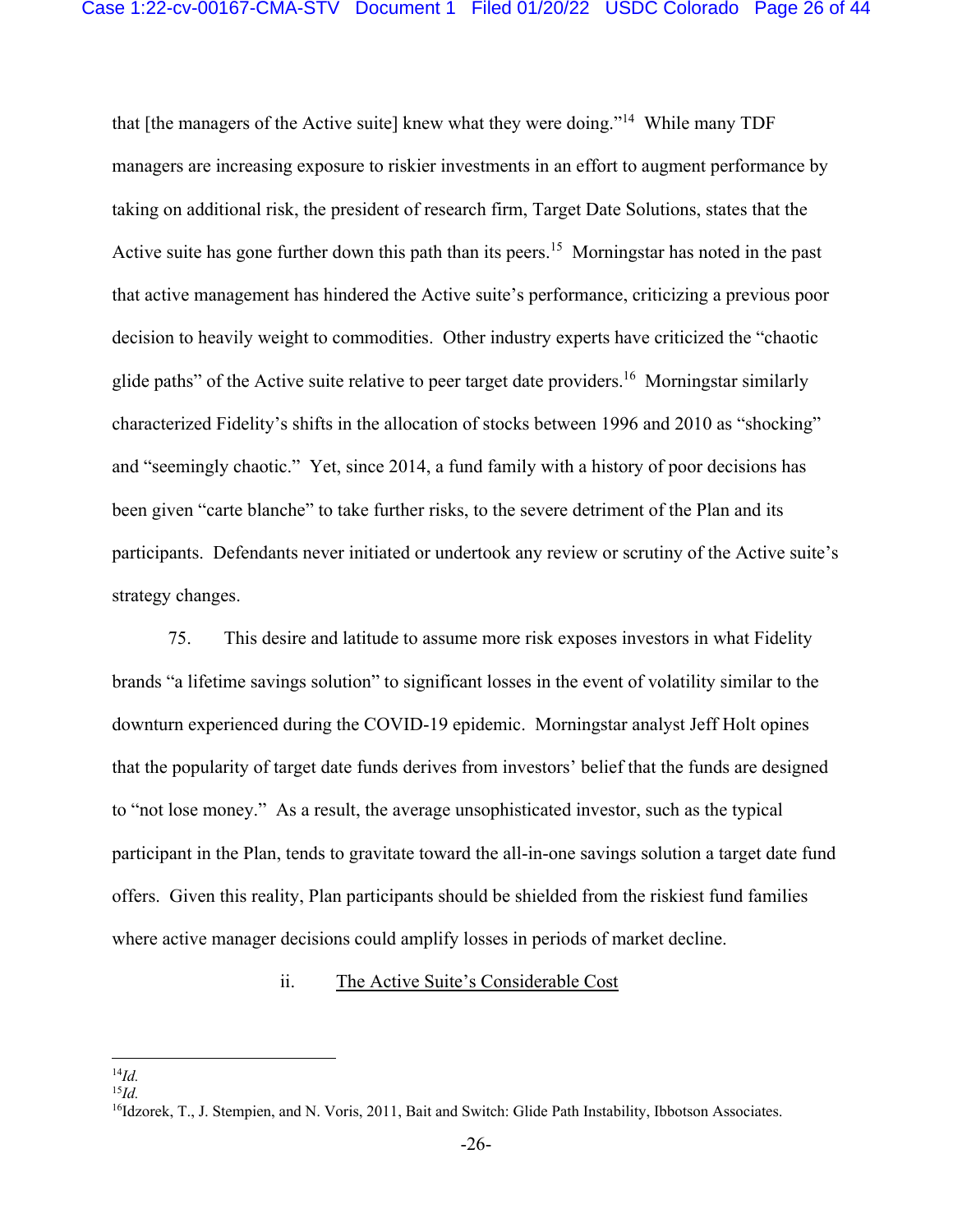that [the managers of the Active suite] knew what they were doing."[14] While many TDF managers are increasing exposure to riskier investments in an effort to augment performance by taking on additional risk, the president of research firm, Target Date Solutions, states that the Active suite has gone further down this path than its peers.[15] Morningstar has noted in the past that active management has hindered the Active suite's performance, criticizing a previous poor decision to heavily weight to commodities. Other industry experts have criticized the "chaotic glide paths" of the Active suite relative to peer target date providers.[16] Morningstar similarly characterized Fidelity's shifts in the allocation of stocks between 1996 and 2010 as "shocking" and "seemingly chaotic." Yet, since 2014, a fund family with a history of poor decisions has been given "carte blanche" to take further risks, to the severe detriment of the Plan and its participants. Defendants never initiated or undertook any review or scrutiny of the Active suite's strategy changes.

75. This desire and latitude to assume more risk exposes investors in what Fidelity brands "a lifetime savings solution" to significant losses in the event of volatility similar to the downturn experienced during the COVID-19 epidemic. Morningstar analyst Jeff Holt opines that the popularity of target date funds derives from investors' belief that the funds are designed to "not lose money." As a result, the average unsophisticated investor, such as the typical participant in the Plan, tends to gravitate toward the all-in-one savings solution a target date fund offers. Given this reality, Plan participants should be shielded from the riskiest fund families where active manager decisions could amplify losses in periods of market decline.

ii. The Active Suite's Considerable Cost

---

[14] *Id.*

[15] *Id.*

[16] Idzorek, T., J. Stempien, and N. Voris, 2011, Bait and Switch: Glide Path Instability, Ibbotson Associates.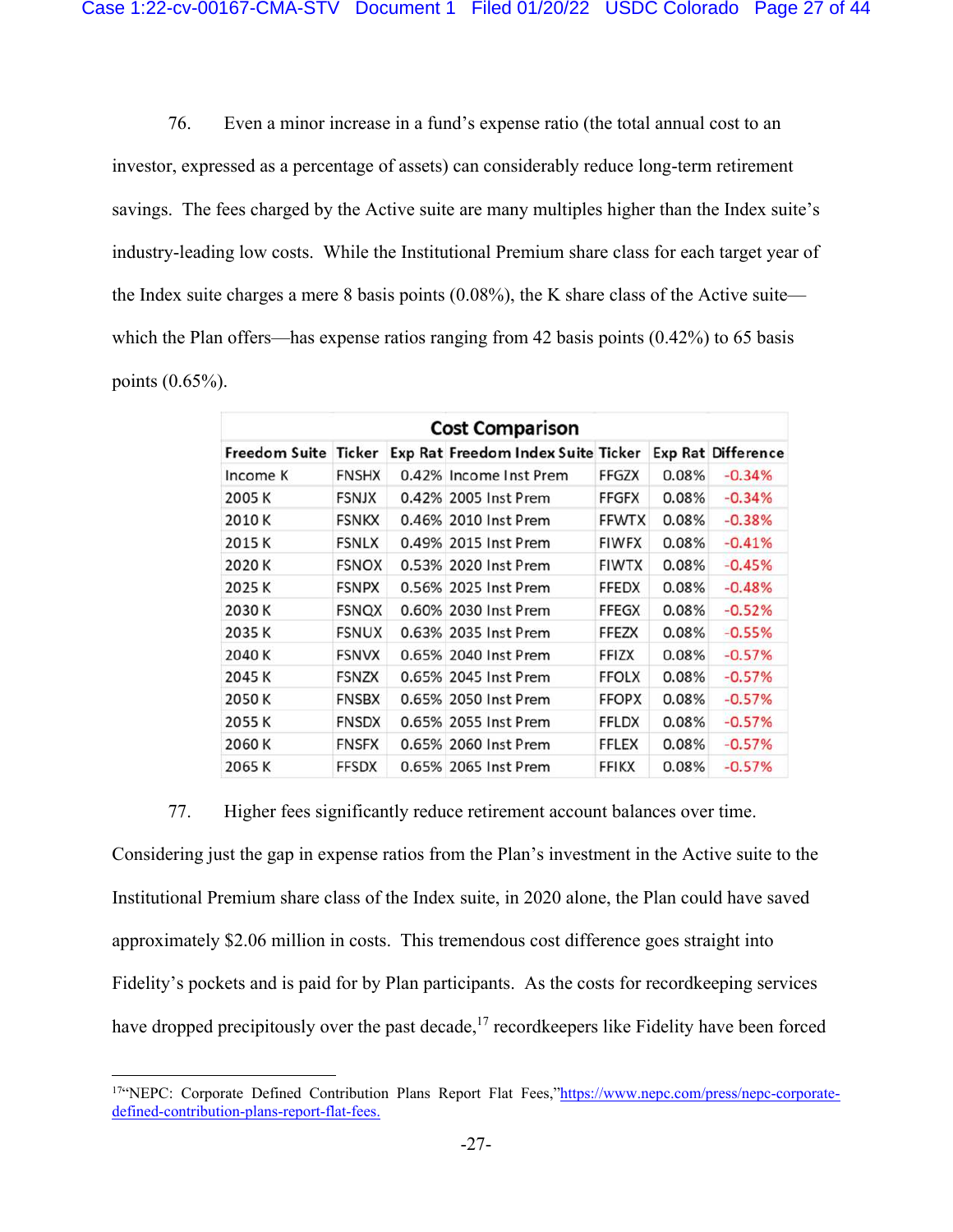76. Even a minor increase in a fund's expense ratio (the total annual cost to an investor, expressed as a percentage of assets) can considerably reduce long-term retirement savings. The fees charged by the Active suite are many multiples higher than the Index suite's industry-leading low costs. While the Institutional Premium share class for each target year of the Index suite charges a mere 8 basis points (0.08%), the K share class of the Active suite—which the Plan offers—has expense ratios ranging from 42 basis points (0.42%) to 65 basis points (0.65%).

| Cost Comparison | | | | | | |
|---|---|---|---|---|---|---|
| **Freedom Suite** | **Ticker** | **Exp Rat** | **Freedom Index Suite** | **Ticker** | **Exp Rat** | **Difference** |
| Income K | FNSHX | 0.42% | Income Inst Prem | FFGZX | 0.08% | -0.34% |
| 2005 K | FSNJX | 0.42% | 2005 Inst Prem | FFGFX | 0.08% | -0.34% |
| 2010 K | FSNKX | 0.46% | 2010 Inst Prem | FFWTX | 0.08% | -0.38% |
| 2015 K | FSNLX | 0.49% | 2015 Inst Prem | FIWFX | 0.08% | -0.41% |
| 2020 K | FSNOX | 0.53% | 2020 Inst Prem | FIWTX | 0.08% | -0.45% |
| 2025 K | FSNPX | 0.56% | 2025 Inst Prem | FFEDX | 0.08% | -0.48% |
| 2030 K | FSNQX | 0.60% | 2030 Inst Prem | FFEGX | 0.08% | -0.52% |
| 2035 K | FSNUX | 0.63% | 2035 Inst Prem | FFEZX | 0.08% | -0.55% |
| 2040 K | FSNVX | 0.65% | 2040 Inst Prem | FFIZX | 0.08% | -0.57% |
| 2045 K | FSNZX | 0.65% | 2045 Inst Prem | FFOLX | 0.08% | -0.57% |
| 2050 K | FNSBX | 0.65% | 2050 Inst Prem | FFOPX | 0.08% | -0.57% |
| 2055 K | FNSDX | 0.65% | 2055 Inst Prem | FFLDX | 0.08% | -0.57% |
| 2060 K | FNSFX | 0.65% | 2060 Inst Prem | FFLEX | 0.08% | -0.57% |
| 2065 K | FFSDX | 0.65% | 2065 Inst Prem | FFIKX | 0.08% | -0.57% |

77. Higher fees significantly reduce retirement account balances over time. Considering just the gap in expense ratios from the Plan's investment in the Active suite to the Institutional Premium share class of the Index suite, in 2020 alone, the Plan could have saved approximately $2.06 million in costs. This tremendous cost difference goes straight into Fidelity's pockets and is paid for by Plan participants. As the costs for recordkeeping services have dropped precipitously over the past decade,[17] recordkeepers like Fidelity have been forced

---

[17] "NEPC: Corporate Defined Contribution Plans Report Flat Fees," https://www.nepc.com/press/nepc-corporate-defined-contribution-plans-report-flat-fees.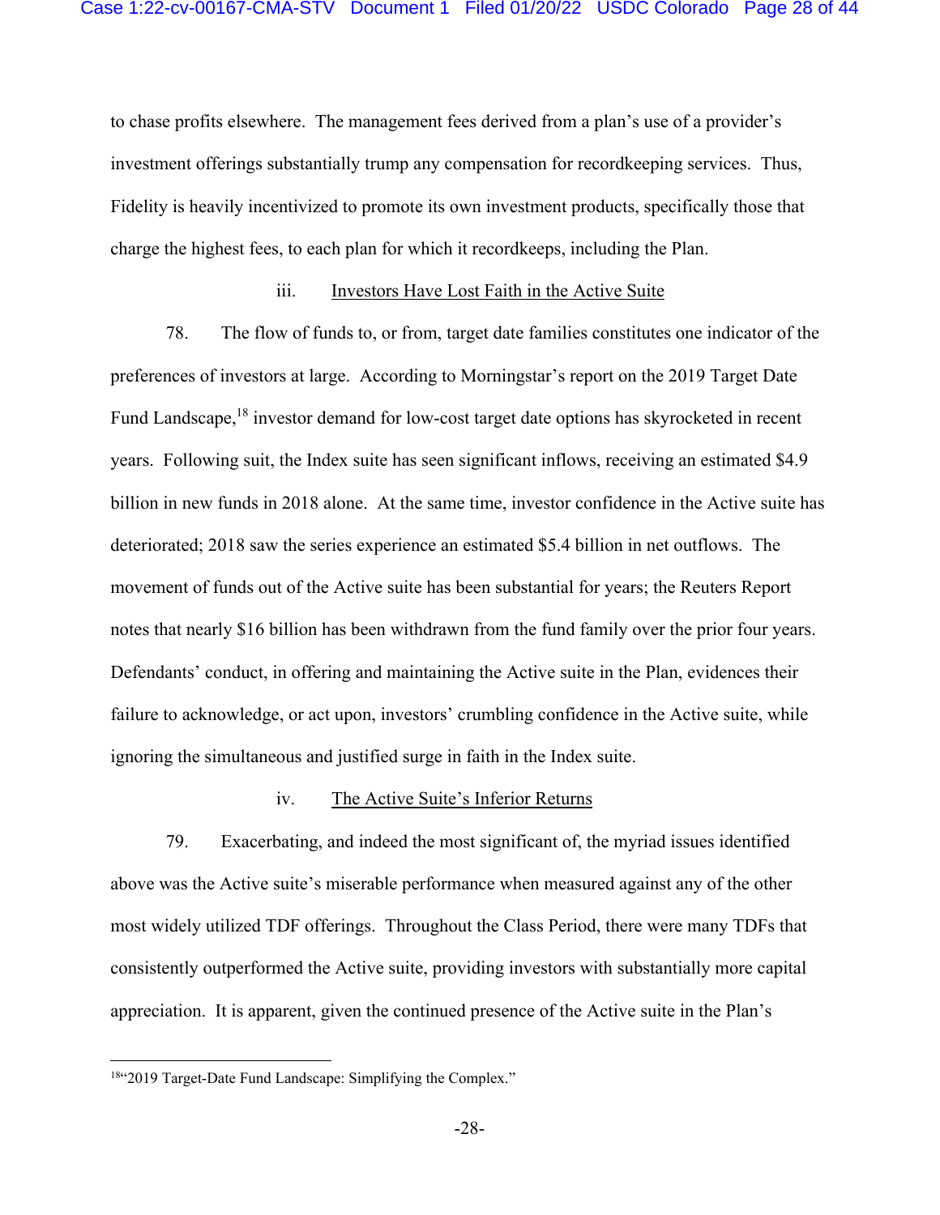to chase profits elsewhere. The management fees derived from a plan's use of a provider's investment offerings substantially trump any compensation for recordkeeping services. Thus, Fidelity is heavily incentivized to promote its own investment products, specifically those that charge the highest fees, to each plan for which it recordkeeps, including the Plan.

iii. Investors Have Lost Faith in the Active Suite

78. The flow of funds to, or from, target date families constitutes one indicator of the preferences of investors at large. According to Morningstar's report on the 2019 Target Date Fund Landscape,[18] investor demand for low-cost target date options has skyrocketed in recent years. Following suit, the Index suite has seen significant inflows, receiving an estimated $4.9 billion in new funds in 2018 alone. At the same time, investor confidence in the Active suite has deteriorated; 2018 saw the series experience an estimated $5.4 billion in net outflows. The movement of funds out of the Active suite has been substantial for years; the Reuters Report notes that nearly $16 billion has been withdrawn from the fund family over the prior four years. Defendants' conduct, in offering and maintaining the Active suite in the Plan, evidences their failure to acknowledge, or act upon, investors' crumbling confidence in the Active suite, while ignoring the simultaneous and justified surge in faith in the Index suite.

iv. The Active Suite's Inferior Returns

79. Exacerbating, and indeed the most significant of, the myriad issues identified above was the Active suite's miserable performance when measured against any of the other most widely utilized TDF offerings. Throughout the Class Period, there were many TDFs that consistently outperformed the Active suite, providing investors with substantially more capital appreciation. It is apparent, given the continued presence of the Active suite in the Plan's

[18] "2019 Target-Date Fund Landscape: Simplifying the Complex."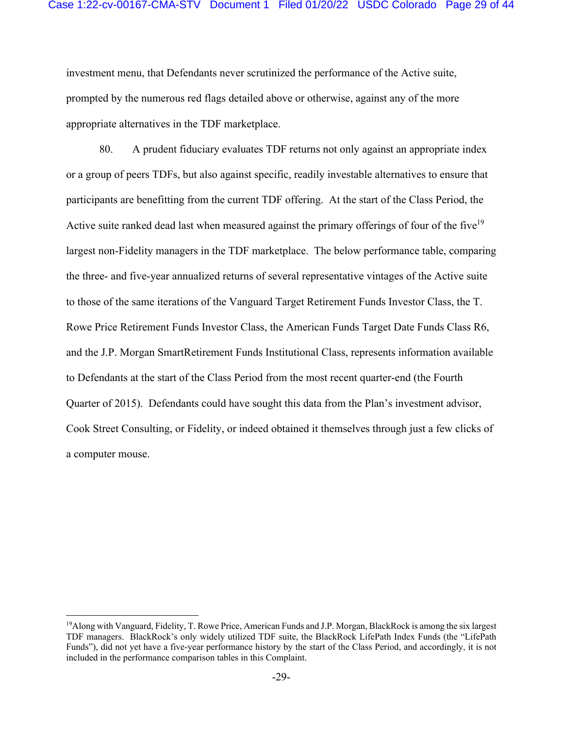investment menu, that Defendants never scrutinized the performance of the Active suite, prompted by the numerous red flags detailed above or otherwise, against any of the more appropriate alternatives in the TDF marketplace.

80. A prudent fiduciary evaluates TDF returns not only against an appropriate index or a group of peers TDFs, but also against specific, readily investable alternatives to ensure that participants are benefitting from the current TDF offering. At the start of the Class Period, the Active suite ranked dead last when measured against the primary offerings of four of the five[19] largest non-Fidelity managers in the TDF marketplace. The below performance table, comparing the three- and five-year annualized returns of several representative vintages of the Active suite to those of the same iterations of the Vanguard Target Retirement Funds Investor Class, the T. Rowe Price Retirement Funds Investor Class, the American Funds Target Date Funds Class R6, and the J.P. Morgan SmartRetirement Funds Institutional Class, represents information available to Defendants at the start of the Class Period from the most recent quarter-end (the Fourth Quarter of 2015). Defendants could have sought this data from the Plan's investment advisor, Cook Street Consulting, or Fidelity, or indeed obtained it themselves through just a few clicks of a computer mouse.

---

[19]Along with Vanguard, Fidelity, T. Rowe Price, American Funds and J.P. Morgan, BlackRock is among the six largest TDF managers. BlackRock's only widely utilized TDF suite, the BlackRock LifePath Index Funds (the "LifePath Funds"), did not yet have a five-year performance history by the start of the Class Period, and accordingly, it is not included in the performance comparison tables in this Complaint.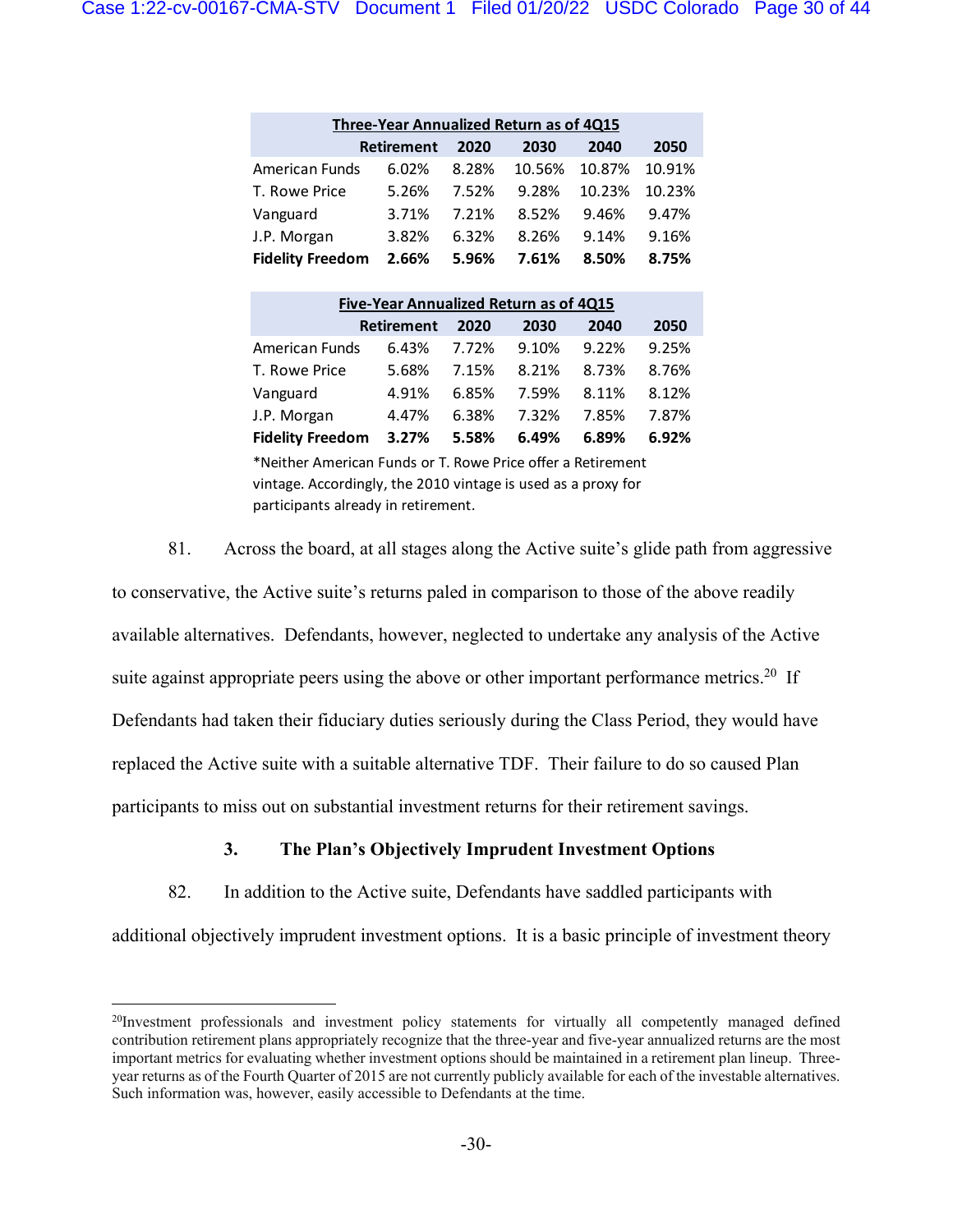| Three-Year Annualized Return as of 4Q15 | | | | | |
|---|---|---|---|---|---|
| | Retirement | 2020 | 2030 | 2040 | 2050 |
| American Funds | 6.02% | 8.28% | 10.56% | 10.87% | 10.91% |
| T. Rowe Price | 5.26% | 7.52% | 9.28% | 10.23% | 10.23% |
| Vanguard | 3.71% | 7.21% | 8.52% | 9.46% | 9.47% |
| J.P. Morgan | 3.82% | 6.32% | 8.26% | 9.14% | 9.16% |
| **Fidelity Freedom** | **2.66%** | **5.96%** | **7.61%** | **8.50%** | **8.75%** |

| Five-Year Annualized Return as of 4Q15 | | | | | |
|---|---|---|---|---|---|
| | Retirement | 2020 | 2030 | 2040 | 2050 |
| American Funds | 6.43% | 7.72% | 9.10% | 9.22% | 9.25% |
| T. Rowe Price | 5.68% | 7.15% | 8.21% | 8.73% | 8.76% |
| Vanguard | 4.91% | 6.85% | 7.59% | 8.11% | 8.12% |
| J.P. Morgan | 4.47% | 6.38% | 7.32% | 7.85% | 7.87% |
| **Fidelity Freedom** | **3.27%** | **5.58%** | **6.49%** | **6.89%** | **6.92%** |

*Neither American Funds or T. Rowe Price offer a Retirement vintage. Accordingly, the 2010 vintage is used as a proxy for participants already in retirement.

81. Across the board, at all stages along the Active suite's glide path from aggressive to conservative, the Active suite's returns paled in comparison to those of the above readily available alternatives. Defendants, however, neglected to undertake any analysis of the Active suite against appropriate peers using the above or other important performance metrics.[20] If Defendants had taken their fiduciary duties seriously during the Class Period, they would have replaced the Active suite with a suitable alternative TDF. Their failure to do so caused Plan participants to miss out on substantial investment returns for their retirement savings.

### 3. The Plan's Objectively Imprudent Investment Options

82. In addition to the Active suite, Defendants have saddled participants with additional objectively imprudent investment options. It is a basic principle of investment theory

[20] Investment professionals and investment policy statements for virtually all competently managed defined contribution retirement plans appropriately recognize that the three-year and five-year annualized returns are the most important metrics for evaluating whether investment options should be maintained in a retirement plan lineup. Three-year returns as of the Fourth Quarter of 2015 are not currently publicly available for each of the investable alternatives. Such information was, however, easily accessible to Defendants at the time.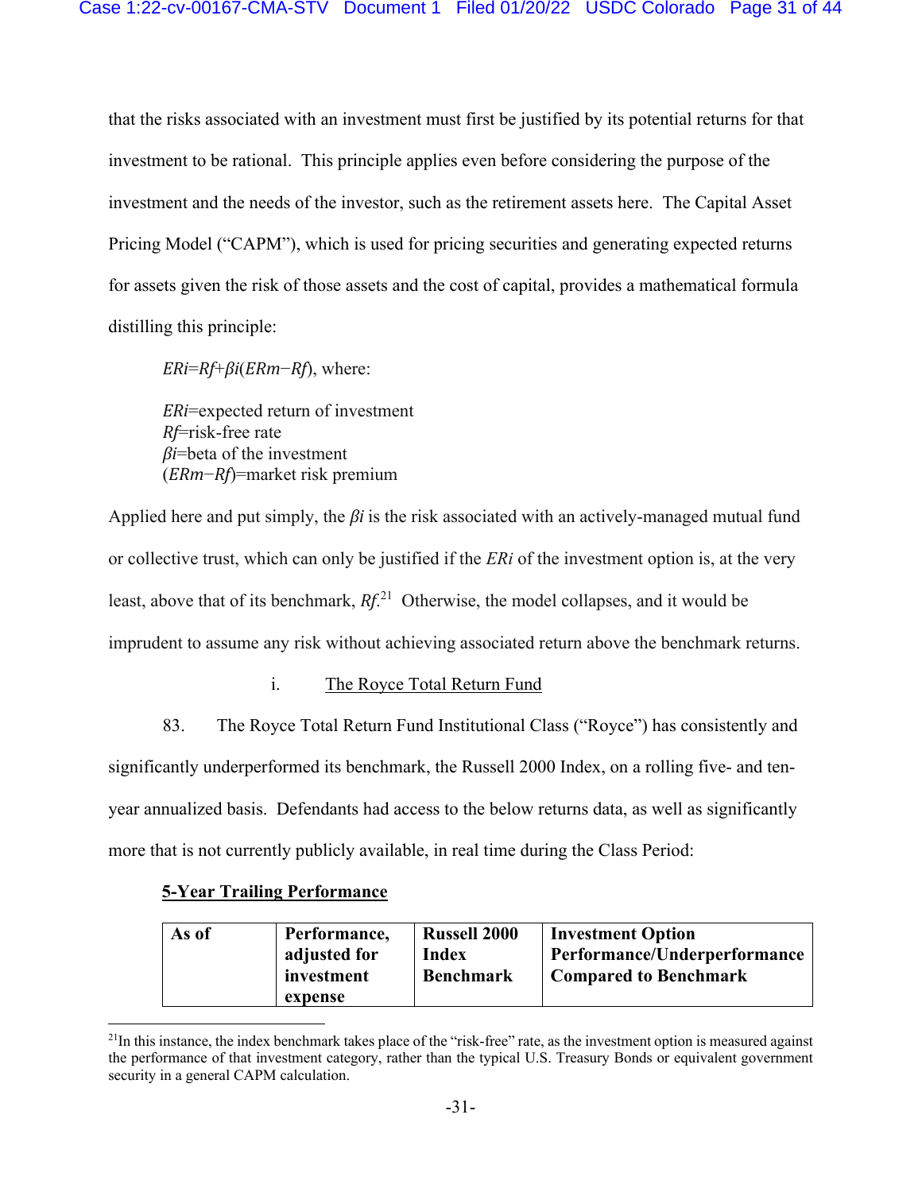that the risks associated with an investment must first be justified by its potential returns for that investment to be rational. This principle applies even before considering the purpose of the investment and the needs of the investor, such as the retirement assets here. The Capital Asset Pricing Model ("CAPM"), which is used for pricing securities and generating expected returns for assets given the risk of those assets and the cost of capital, provides a mathematical formula distilling this principle:

$ERi = Rf + \beta i(ERm - Rf)$, where:

$ERi$=expected return of investment
$Rf$=risk-free rate
$\beta i$=beta of the investment
$(ERm - Rf)$=market risk premium

Applied here and put simply, the $\beta i$ is the risk associated with an actively-managed mutual fund or collective trust, which can only be justified if the $ERi$ of the investment option is, at the very least, above that of its benchmark, $Rf$.[21] Otherwise, the model collapses, and it would be imprudent to assume any risk without achieving associated return above the benchmark returns.

i. The Royce Total Return Fund

83. The Royce Total Return Fund Institutional Class ("Royce") has consistently and significantly underperformed its benchmark, the Russell 2000 Index, on a rolling five- and ten-year annualized basis. Defendants had access to the below returns data, as well as significantly more that is not currently publicly available, in real time during the Class Period:

**5-Year Trailing Performance**

| As of | Performance, adjusted for investment expense | Russell 2000 Index Benchmark | Investment Option Performance/Underperformance Compared to Benchmark |
|---|---|---|---|

[21]In this instance, the index benchmark takes place of the "risk-free" rate, as the investment option is measured against the performance of that investment category, rather than the typical U.S. Treasury Bonds or equivalent government security in a general CAPM calculation.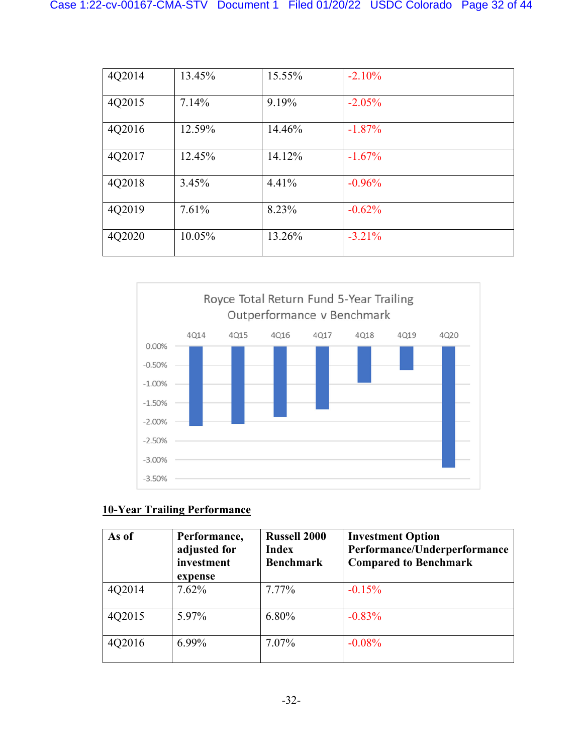| | | | |
|---|---|---|---|
| 4Q2014 | 13.45% | 15.55% | -2.10% |
| 4Q2015 | 7.14% | 9.19% | -2.05% |
| 4Q2016 | 12.59% | 14.46% | -1.87% |
| 4Q2017 | 12.45% | 14.12% | -1.67% |
| 4Q2018 | 3.45% | 4.41% | -0.96% |
| 4Q2019 | 7.61% | 8.23% | -0.62% |
| 4Q2020 | 10.05% | 13.26% | -3.21% |

Royce Total Return Fund 5-Year Trailing Outperformance v Benchmark

| | 4Q14 | 4Q15 | 4Q16 | 4Q17 | 4Q18 | 4Q19 | 4Q20 |
|---|---|---|---|---|---|---|---|
| Outperformance v Benchmark | -2.10% | -2.05% | -1.87% | -1.67% | -0.96% | -0.62% | -3.21% |

**10-Year Trailing Performance**

| **As of** | **Performance, adjusted for investment expense** | **Russell 2000 Index Benchmark** | **Investment Option Performance/Underperformance Compared to Benchmark** |
|---|---|---|---|
| 4Q2014 | 7.62% | 7.77% | -0.15% |
| 4Q2015 | 5.97% | 6.80% | -0.83% |
| 4Q2016 | 6.99% | 7.07% | -0.08% |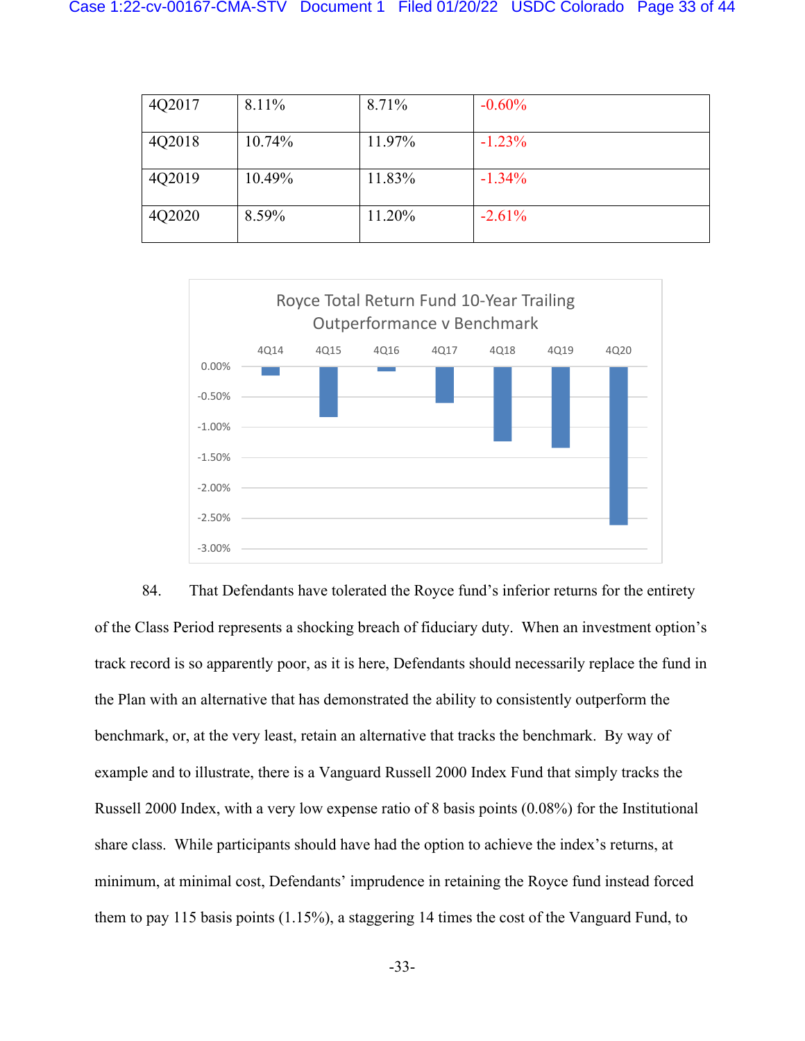| | | | |
|---|---|---|---|
| 4Q2017 | 8.11% | 8.71% | -0.60% |
| 4Q2018 | 10.74% | 11.97% | -1.23% |
| 4Q2019 | 10.49% | 11.83% | -1.34% |
| 4Q2020 | 8.59% | 11.20% | -2.61% |

Royce Total Return Fund 10-Year Trailing Outperformance v Benchmark

84. That Defendants have tolerated the Royce fund's inferior returns for the entirety of the Class Period represents a shocking breach of fiduciary duty. When an investment option's track record is so apparently poor, as it is here, Defendants should necessarily replace the fund in the Plan with an alternative that has demonstrated the ability to consistently outperform the benchmark, or, at the very least, retain an alternative that tracks the benchmark. By way of example and to illustrate, there is a Vanguard Russell 2000 Index Fund that simply tracks the Russell 2000 Index, with a very low expense ratio of 8 basis points (0.08%) for the Institutional share class. While participants should have had the option to achieve the index's returns, at minimum, at minimal cost, Defendants' imprudence in retaining the Royce fund instead forced them to pay 115 basis points (1.15%), a staggering 14 times the cost of the Vanguard Fund, to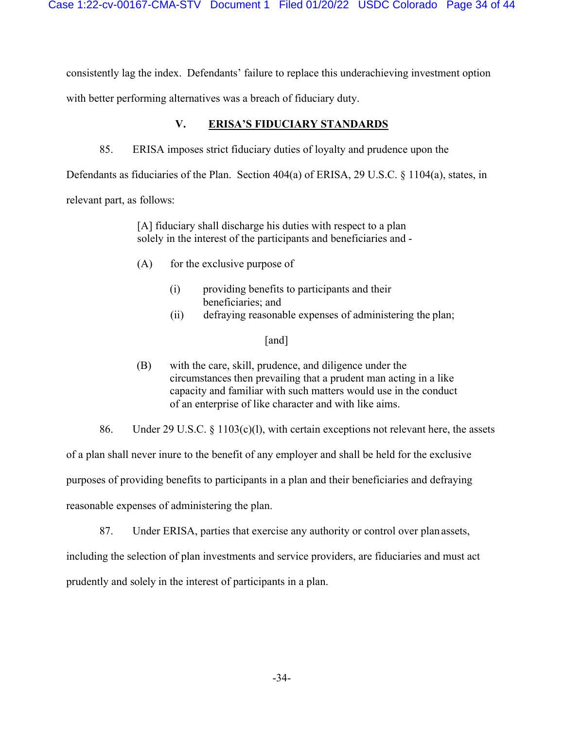consistently lag the index. Defendants' failure to replace this underachieving investment option with better performing alternatives was a breach of fiduciary duty.

## V. ERISA'S FIDUCIARY STANDARDS

85. ERISA imposes strict fiduciary duties of loyalty and prudence upon the Defendants as fiduciaries of the Plan. Section 404(a) of ERISA, 29 U.S.C. § 1104(a), states, in relevant part, as follows:

> [A] fiduciary shall discharge his duties with respect to a plan solely in the interest of the participants and beneficiaries and -
>
> (A) for the exclusive purpose of
>
> (i) providing benefits to participants and their beneficiaries; and
> (ii) defraying reasonable expenses of administering the plan;
>
> [and]
>
> (B) with the care, skill, prudence, and diligence under the circumstances then prevailing that a prudent man acting in a like capacity and familiar with such matters would use in the conduct of an enterprise of like character and with like aims.

86. Under 29 U.S.C. § 1103(c)(l), with certain exceptions not relevant here, the assets of a plan shall never inure to the benefit of any employer and shall be held for the exclusive purposes of providing benefits to participants in a plan and their beneficiaries and defraying reasonable expenses of administering the plan.

87. Under ERISA, parties that exercise any authority or control over plan assets, including the selection of plan investments and service providers, are fiduciaries and must act prudently and solely in the interest of participants in a plan.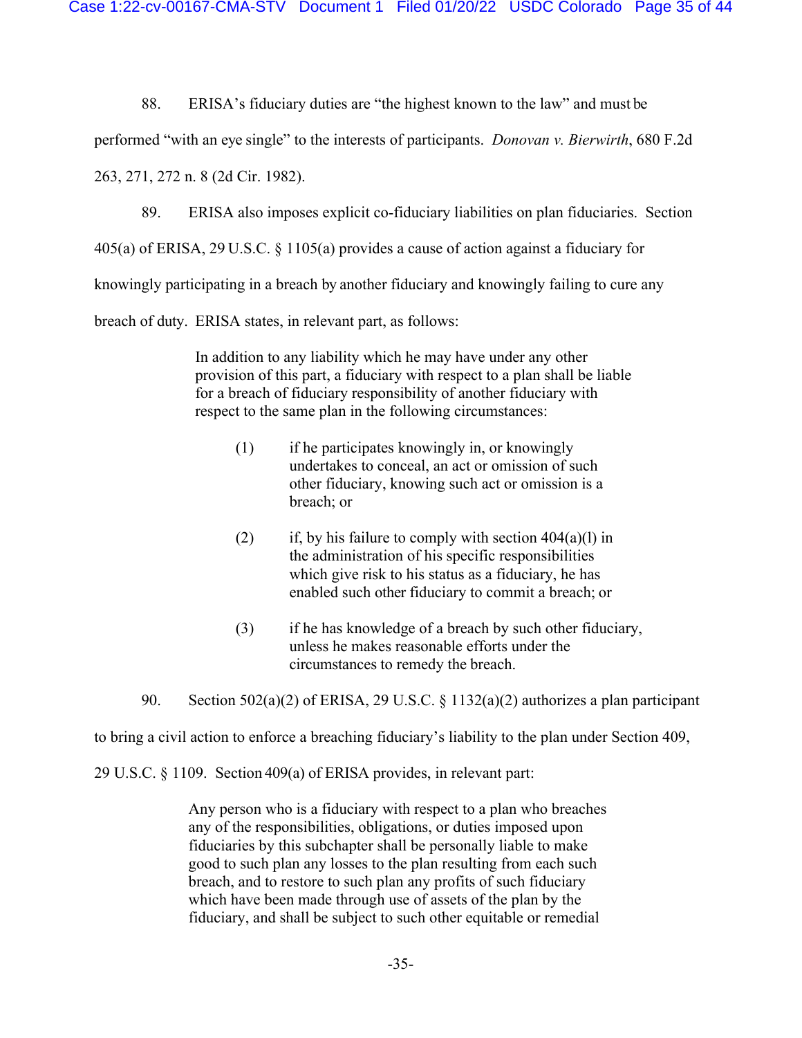88. ERISA's fiduciary duties are "the highest known to the law" and must be performed "with an eye single" to the interests of participants. *Donovan v. Bierwirth*, 680 F.2d 263, 271, 272 n. 8 (2d Cir. 1982).

89. ERISA also imposes explicit co-fiduciary liabilities on plan fiduciaries. Section 405(a) of ERISA, 29 U.S.C. § 1105(a) provides a cause of action against a fiduciary for knowingly participating in a breach by another fiduciary and knowingly failing to cure any breach of duty. ERISA states, in relevant part, as follows:

> In addition to any liability which he may have under any other provision of this part, a fiduciary with respect to a plan shall be liable for a breach of fiduciary responsibility of another fiduciary with respect to the same plan in the following circumstances:
>
> (1) if he participates knowingly in, or knowingly undertakes to conceal, an act or omission of such other fiduciary, knowing such act or omission is a breach; or
>
> (2) if, by his failure to comply with section 404(a)(l) in the administration of his specific responsibilities which give risk to his status as a fiduciary, he has enabled such other fiduciary to commit a breach; or
>
> (3) if he has knowledge of a breach by such other fiduciary, unless he makes reasonable efforts under the circumstances to remedy the breach.

90. Section 502(a)(2) of ERISA, 29 U.S.C. § 1132(a)(2) authorizes a plan participant to bring a civil action to enforce a breaching fiduciary's liability to the plan under Section 409, 29 U.S.C. § 1109. Section 409(a) of ERISA provides, in relevant part:

> Any person who is a fiduciary with respect to a plan who breaches any of the responsibilities, obligations, or duties imposed upon fiduciaries by this subchapter shall be personally liable to make good to such plan any losses to the plan resulting from each such breach, and to restore to such plan any profits of such fiduciary which have been made through use of assets of the plan by the fiduciary, and shall be subject to such other equitable or remedial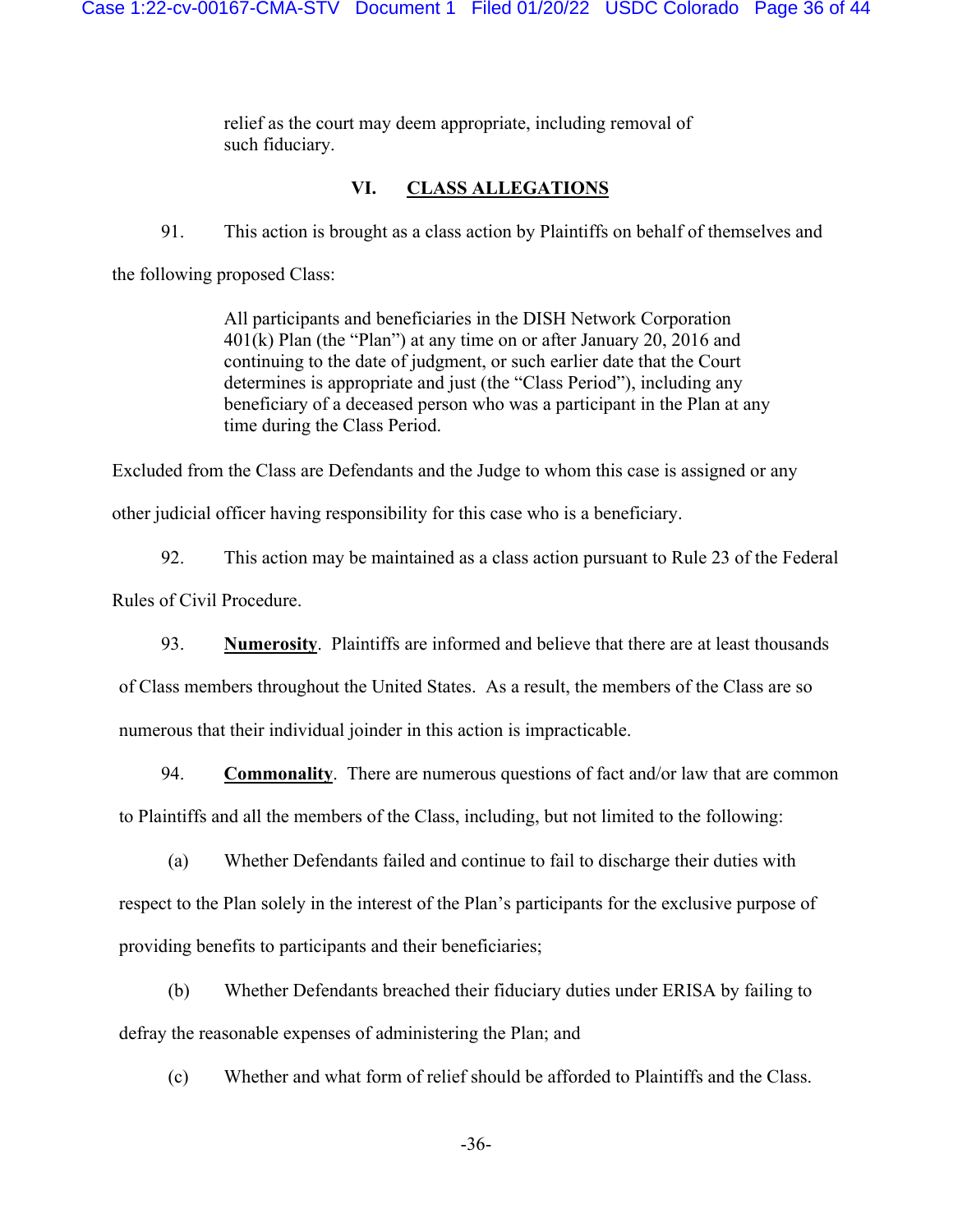> relief as the court may deem appropriate, including removal of such fiduciary.

## VI. CLASS ALLEGATIONS

91. This action is brought as a class action by Plaintiffs on behalf of themselves and the following proposed Class:

> All participants and beneficiaries in the DISH Network Corporation 401(k) Plan (the "Plan") at any time on or after January 20, 2016 and continuing to the date of judgment, or such earlier date that the Court determines is appropriate and just (the "Class Period"), including any beneficiary of a deceased person who was a participant in the Plan at any time during the Class Period.

Excluded from the Class are Defendants and the Judge to whom this case is assigned or any other judicial officer having responsibility for this case who is a beneficiary.

92. This action may be maintained as a class action pursuant to Rule 23 of the Federal Rules of Civil Procedure.

93. **Numerosity**. Plaintiffs are informed and believe that there are at least thousands of Class members throughout the United States. As a result, the members of the Class are so numerous that their individual joinder in this action is impracticable.

94. **Commonality**. There are numerous questions of fact and/or law that are common to Plaintiffs and all the members of the Class, including, but not limited to the following:

(a) Whether Defendants failed and continue to fail to discharge their duties with respect to the Plan solely in the interest of the Plan's participants for the exclusive purpose of providing benefits to participants and their beneficiaries;

(b) Whether Defendants breached their fiduciary duties under ERISA by failing to defray the reasonable expenses of administering the Plan; and

(c) Whether and what form of relief should be afforded to Plaintiffs and the Class.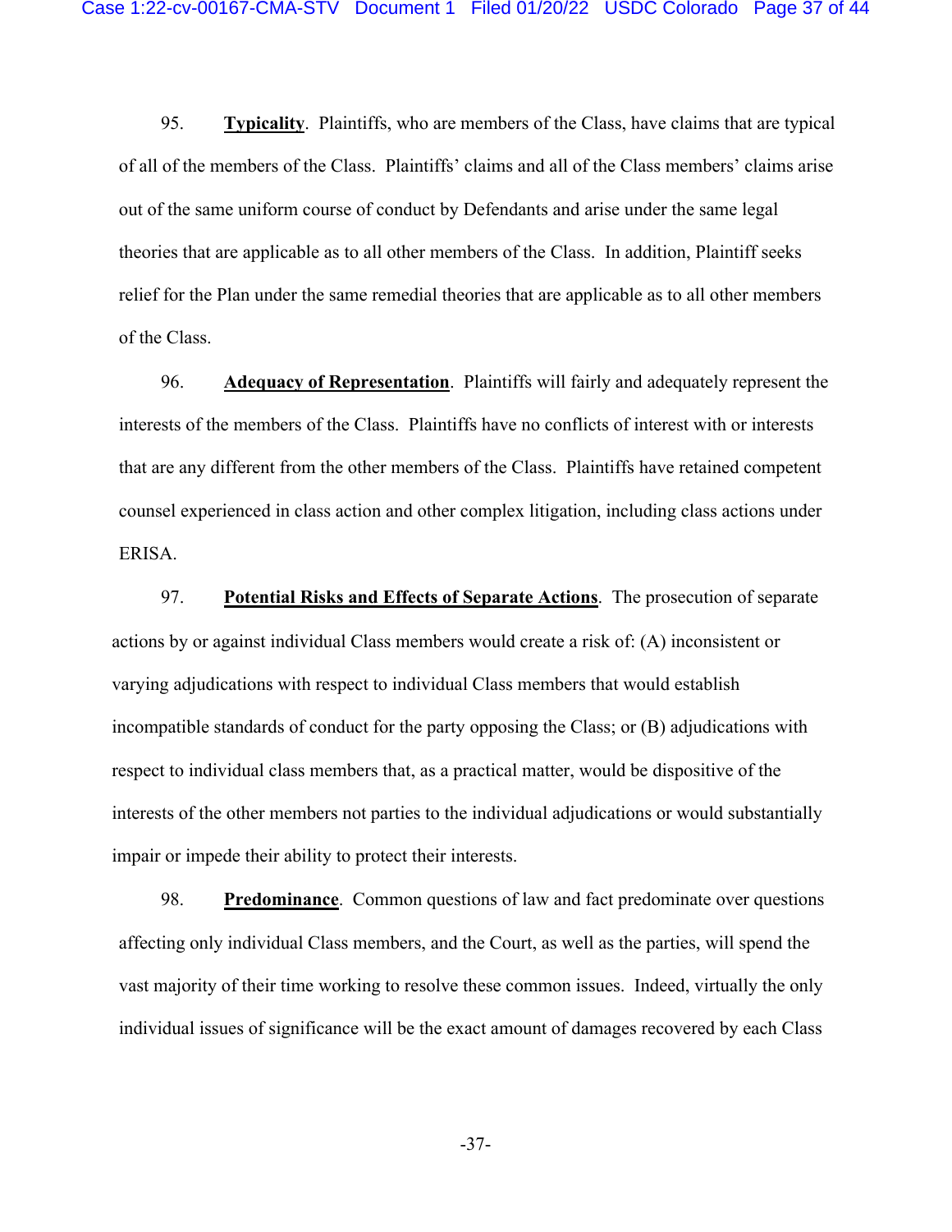95. **Typicality**. Plaintiffs, who are members of the Class, have claims that are typical of all of the members of the Class. Plaintiffs' claims and all of the Class members' claims arise out of the same uniform course of conduct by Defendants and arise under the same legal theories that are applicable as to all other members of the Class. In addition, Plaintiff seeks relief for the Plan under the same remedial theories that are applicable as to all other members of the Class.

96. **Adequacy of Representation**. Plaintiffs will fairly and adequately represent the interests of the members of the Class. Plaintiffs have no conflicts of interest with or interests that are any different from the other members of the Class. Plaintiffs have retained competent counsel experienced in class action and other complex litigation, including class actions under ERISA.

97. **Potential Risks and Effects of Separate Actions**. The prosecution of separate actions by or against individual Class members would create a risk of: (A) inconsistent or varying adjudications with respect to individual Class members that would establish incompatible standards of conduct for the party opposing the Class; or (B) adjudications with respect to individual class members that, as a practical matter, would be dispositive of the interests of the other members not parties to the individual adjudications or would substantially impair or impede their ability to protect their interests.

98. **Predominance**. Common questions of law and fact predominate over questions affecting only individual Class members, and the Court, as well as the parties, will spend the vast majority of their time working to resolve these common issues. Indeed, virtually the only individual issues of significance will be the exact amount of damages recovered by each Class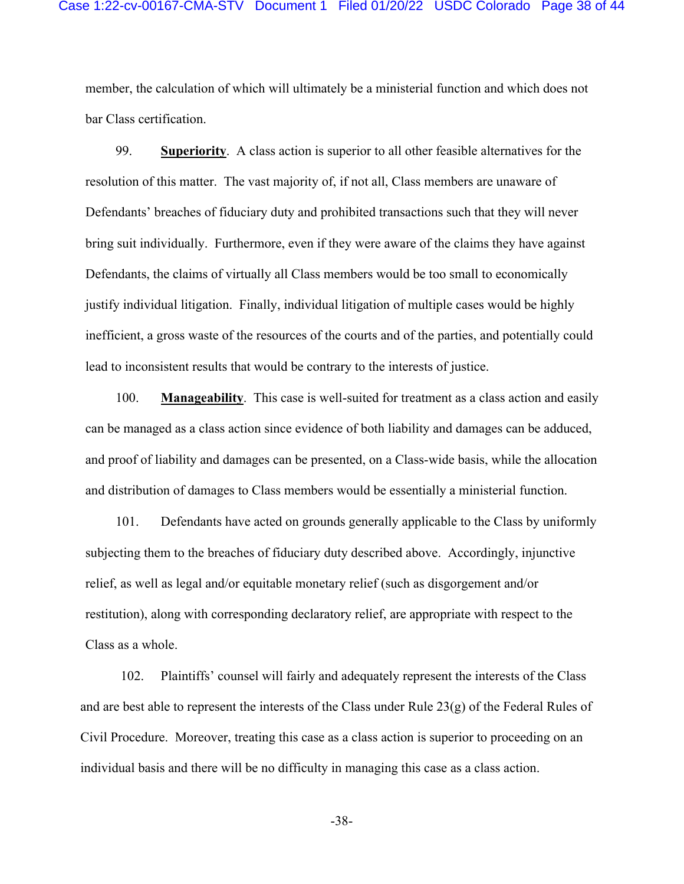member, the calculation of which will ultimately be a ministerial function and which does not bar Class certification.

99. **Superiority**. A class action is superior to all other feasible alternatives for the resolution of this matter. The vast majority of, if not all, Class members are unaware of Defendants' breaches of fiduciary duty and prohibited transactions such that they will never bring suit individually. Furthermore, even if they were aware of the claims they have against Defendants, the claims of virtually all Class members would be too small to economically justify individual litigation. Finally, individual litigation of multiple cases would be highly inefficient, a gross waste of the resources of the courts and of the parties, and potentially could lead to inconsistent results that would be contrary to the interests of justice.

100. **Manageability**. This case is well-suited for treatment as a class action and easily can be managed as a class action since evidence of both liability and damages can be adduced, and proof of liability and damages can be presented, on a Class-wide basis, while the allocation and distribution of damages to Class members would be essentially a ministerial function.

101. Defendants have acted on grounds generally applicable to the Class by uniformly subjecting them to the breaches of fiduciary duty described above. Accordingly, injunctive relief, as well as legal and/or equitable monetary relief (such as disgorgement and/or restitution), along with corresponding declaratory relief, are appropriate with respect to the Class as a whole.

102. Plaintiffs' counsel will fairly and adequately represent the interests of the Class and are best able to represent the interests of the Class under Rule 23(g) of the Federal Rules of Civil Procedure. Moreover, treating this case as a class action is superior to proceeding on an individual basis and there will be no difficulty in managing this case as a class action.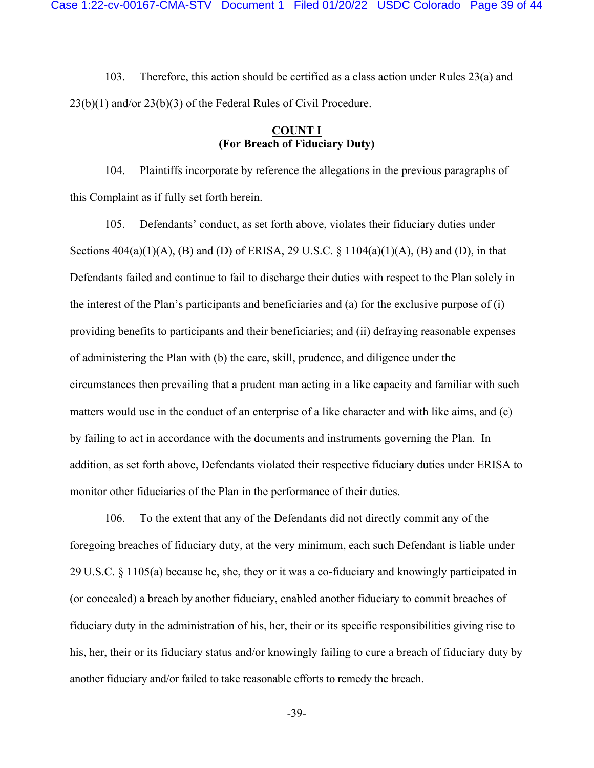103. Therefore, this action should be certified as a class action under Rules 23(a) and 23(b)(1) and/or 23(b)(3) of the Federal Rules of Civil Procedure.

**COUNT I**
**(For Breach of Fiduciary Duty)**

104. Plaintiffs incorporate by reference the allegations in the previous paragraphs of this Complaint as if fully set forth herein.

105. Defendants' conduct, as set forth above, violates their fiduciary duties under Sections 404(a)(1)(A), (B) and (D) of ERISA, 29 U.S.C. § 1104(a)(1)(A), (B) and (D), in that Defendants failed and continue to fail to discharge their duties with respect to the Plan solely in the interest of the Plan's participants and beneficiaries and (a) for the exclusive purpose of (i) providing benefits to participants and their beneficiaries; and (ii) defraying reasonable expenses of administering the Plan with (b) the care, skill, prudence, and diligence under the circumstances then prevailing that a prudent man acting in a like capacity and familiar with such matters would use in the conduct of an enterprise of a like character and with like aims, and (c) by failing to act in accordance with the documents and instruments governing the Plan. In addition, as set forth above, Defendants violated their respective fiduciary duties under ERISA to monitor other fiduciaries of the Plan in the performance of their duties.

106. To the extent that any of the Defendants did not directly commit any of the foregoing breaches of fiduciary duty, at the very minimum, each such Defendant is liable under 29 U.S.C. § 1105(a) because he, she, they or it was a co-fiduciary and knowingly participated in (or concealed) a breach by another fiduciary, enabled another fiduciary to commit breaches of fiduciary duty in the administration of his, her, their or its specific responsibilities giving rise to his, her, their or its fiduciary status and/or knowingly failing to cure a breach of fiduciary duty by another fiduciary and/or failed to take reasonable efforts to remedy the breach.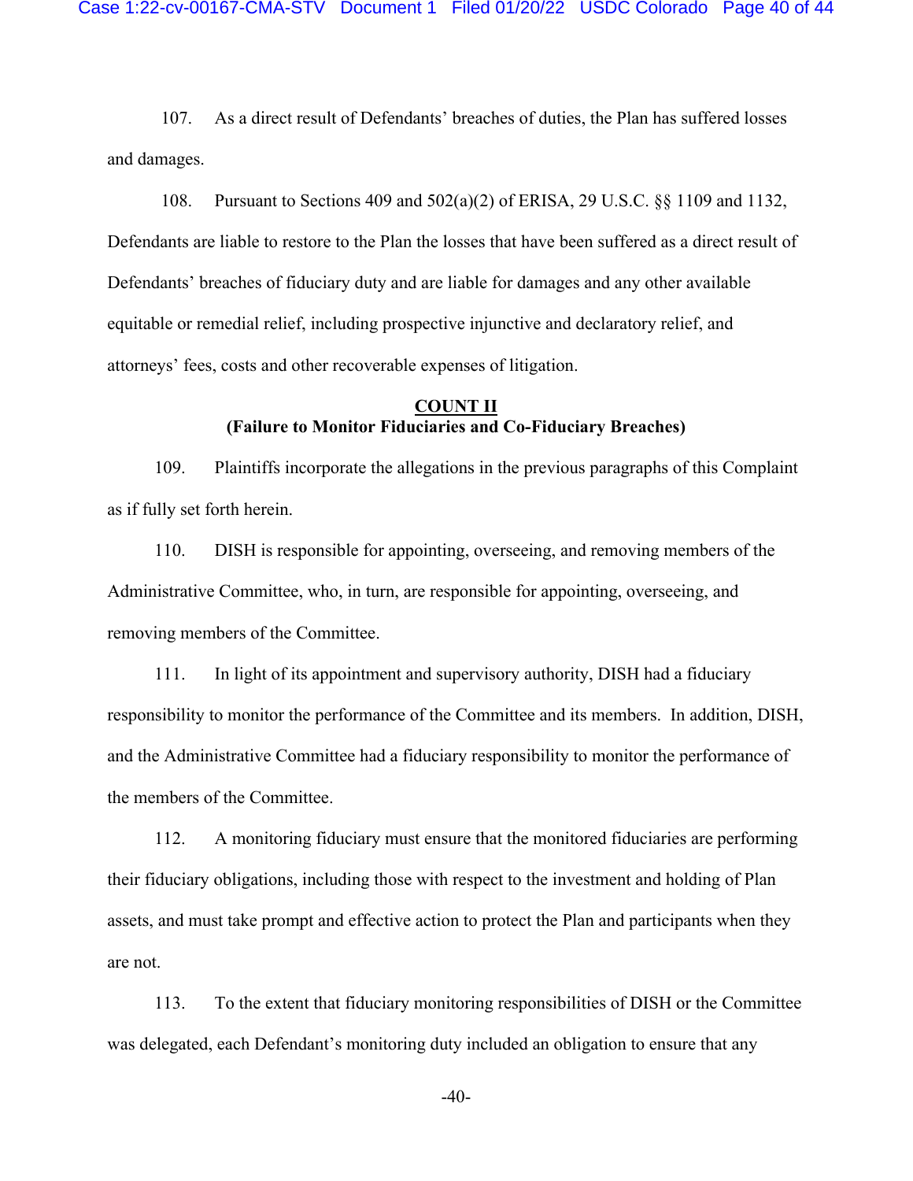107. As a direct result of Defendants' breaches of duties, the Plan has suffered losses and damages.

108. Pursuant to Sections 409 and 502(a)(2) of ERISA, 29 U.S.C. §§ 1109 and 1132, Defendants are liable to restore to the Plan the losses that have been suffered as a direct result of Defendants' breaches of fiduciary duty and are liable for damages and any other available equitable or remedial relief, including prospective injunctive and declaratory relief, and attorneys' fees, costs and other recoverable expenses of litigation.

## COUNT II
### (Failure to Monitor Fiduciaries and Co-Fiduciary Breaches)

109. Plaintiffs incorporate the allegations in the previous paragraphs of this Complaint as if fully set forth herein.

110. DISH is responsible for appointing, overseeing, and removing members of the Administrative Committee, who, in turn, are responsible for appointing, overseeing, and removing members of the Committee.

111. In light of its appointment and supervisory authority, DISH had a fiduciary responsibility to monitor the performance of the Committee and its members. In addition, DISH, and the Administrative Committee had a fiduciary responsibility to monitor the performance of the members of the Committee.

112. A monitoring fiduciary must ensure that the monitored fiduciaries are performing their fiduciary obligations, including those with respect to the investment and holding of Plan assets, and must take prompt and effective action to protect the Plan and participants when they are not.

113. To the extent that fiduciary monitoring responsibilities of DISH or the Committee was delegated, each Defendant's monitoring duty included an obligation to ensure that any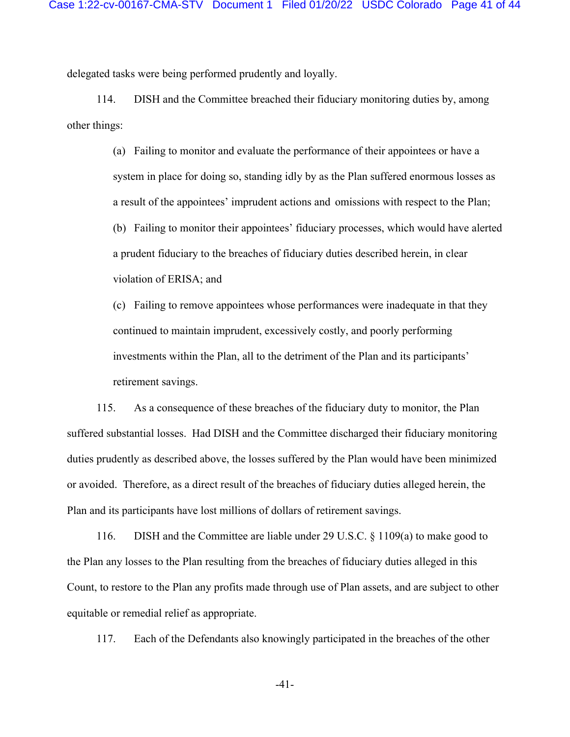delegated tasks were being performed prudently and loyally.

114. DISH and the Committee breached their fiduciary monitoring duties by, among other things:

(a) Failing to monitor and evaluate the performance of their appointees or have a system in place for doing so, standing idly by as the Plan suffered enormous losses as a result of the appointees' imprudent actions and omissions with respect to the Plan;

(b) Failing to monitor their appointees' fiduciary processes, which would have alerted a prudent fiduciary to the breaches of fiduciary duties described herein, in clear violation of ERISA; and

(c) Failing to remove appointees whose performances were inadequate in that they continued to maintain imprudent, excessively costly, and poorly performing investments within the Plan, all to the detriment of the Plan and its participants' retirement savings.

115. As a consequence of these breaches of the fiduciary duty to monitor, the Plan suffered substantial losses. Had DISH and the Committee discharged their fiduciary monitoring duties prudently as described above, the losses suffered by the Plan would have been minimized or avoided. Therefore, as a direct result of the breaches of fiduciary duties alleged herein, the Plan and its participants have lost millions of dollars of retirement savings.

116. DISH and the Committee are liable under 29 U.S.C. § 1109(a) to make good to the Plan any losses to the Plan resulting from the breaches of fiduciary duties alleged in this Count, to restore to the Plan any profits made through use of Plan assets, and are subject to other equitable or remedial relief as appropriate.

117. Each of the Defendants also knowingly participated in the breaches of the other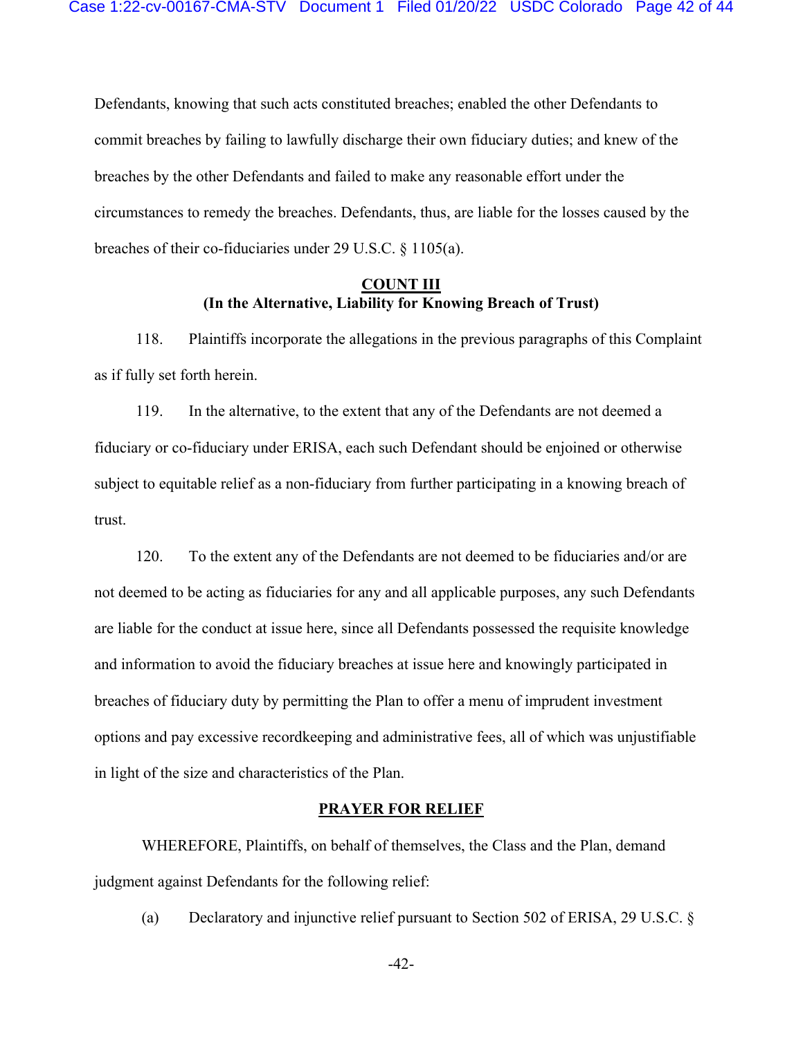Defendants, knowing that such acts constituted breaches; enabled the other Defendants to commit breaches by failing to lawfully discharge their own fiduciary duties; and knew of the breaches by the other Defendants and failed to make any reasonable effort under the circumstances to remedy the breaches. Defendants, thus, are liable for the losses caused by the breaches of their co-fiduciaries under 29 U.S.C. § 1105(a).

**COUNT III**
**(In the Alternative, Liability for Knowing Breach of Trust)**

118. Plaintiffs incorporate the allegations in the previous paragraphs of this Complaint as if fully set forth herein.

119. In the alternative, to the extent that any of the Defendants are not deemed a fiduciary or co-fiduciary under ERISA, each such Defendant should be enjoined or otherwise subject to equitable relief as a non-fiduciary from further participating in a knowing breach of trust.

120. To the extent any of the Defendants are not deemed to be fiduciaries and/or are not deemed to be acting as fiduciaries for any and all applicable purposes, any such Defendants are liable for the conduct at issue here, since all Defendants possessed the requisite knowledge and information to avoid the fiduciary breaches at issue here and knowingly participated in breaches of fiduciary duty by permitting the Plan to offer a menu of imprudent investment options and pay excessive recordkeeping and administrative fees, all of which was unjustifiable in light of the size and characteristics of the Plan.

**PRAYER FOR RELIEF**

WHEREFORE, Plaintiffs, on behalf of themselves, the Class and the Plan, demand judgment against Defendants for the following relief:

(a) Declaratory and injunctive relief pursuant to Section 502 of ERISA, 29 U.S.C. §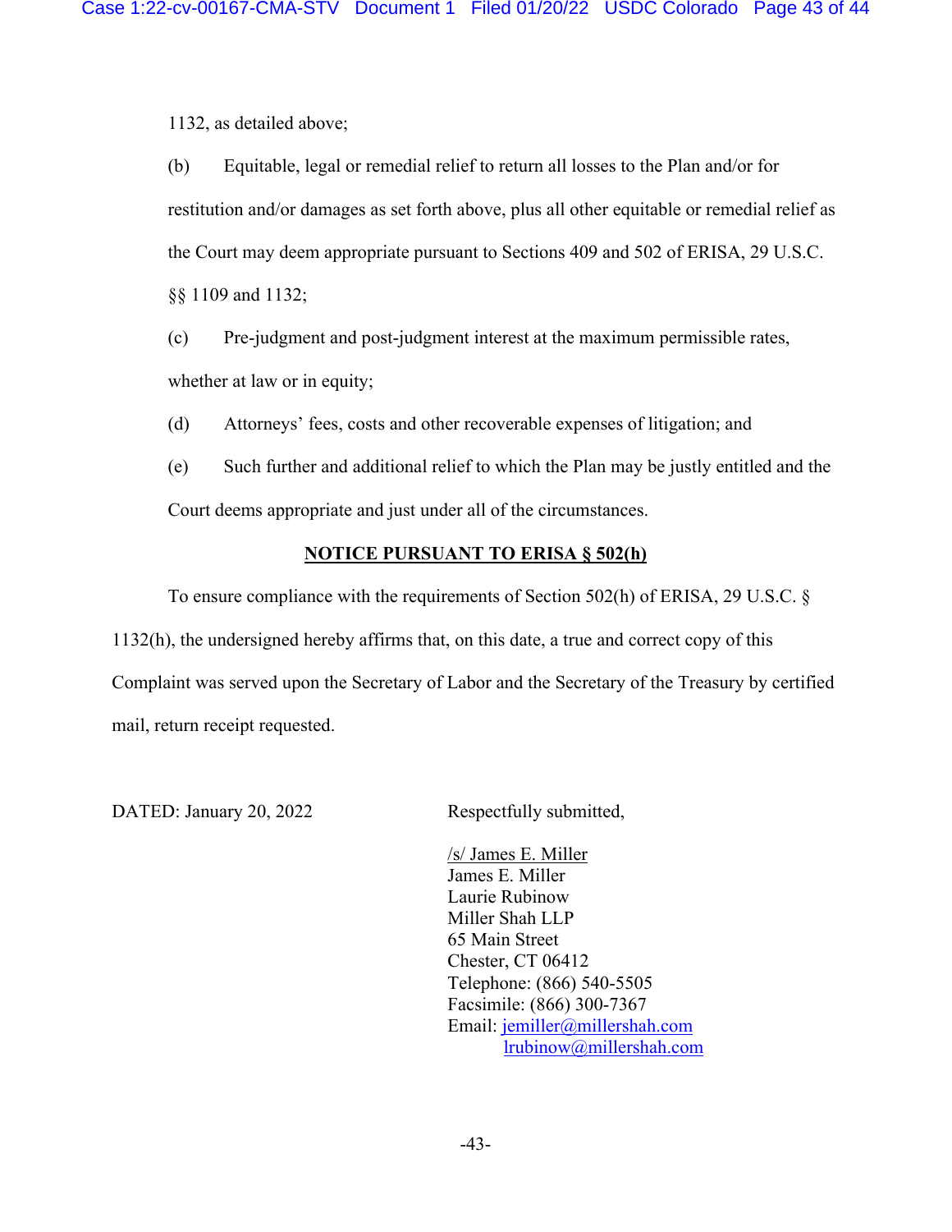1132, as detailed above;

(b) Equitable, legal or remedial relief to return all losses to the Plan and/or for restitution and/or damages as set forth above, plus all other equitable or remedial relief as the Court may deem appropriate pursuant to Sections 409 and 502 of ERISA, 29 U.S.C. §§ 1109 and 1132;

(c) Pre-judgment and post-judgment interest at the maximum permissible rates, whether at law or in equity;

(d) Attorneys' fees, costs and other recoverable expenses of litigation; and

(e) Such further and additional relief to which the Plan may be justly entitled and the Court deems appropriate and just under all of the circumstances.

**NOTICE PURSUANT TO ERISA § 502(h)**

To ensure compliance with the requirements of Section 502(h) of ERISA, 29 U.S.C. § 1132(h), the undersigned hereby affirms that, on this date, a true and correct copy of this Complaint was served upon the Secretary of Labor and the Secretary of the Treasury by certified mail, return receipt requested.

DATED: January 20, 2022

Respectfully submitted,

/s/ James E. Miller
James E. Miller
Laurie Rubinow
Miller Shah LLP
65 Main Street
Chester, CT 06412
Telephone: (866) 540-5505
Facsimile: (866) 300-7367
Email: jemiller@millershah.com
lrubinow@millershah.com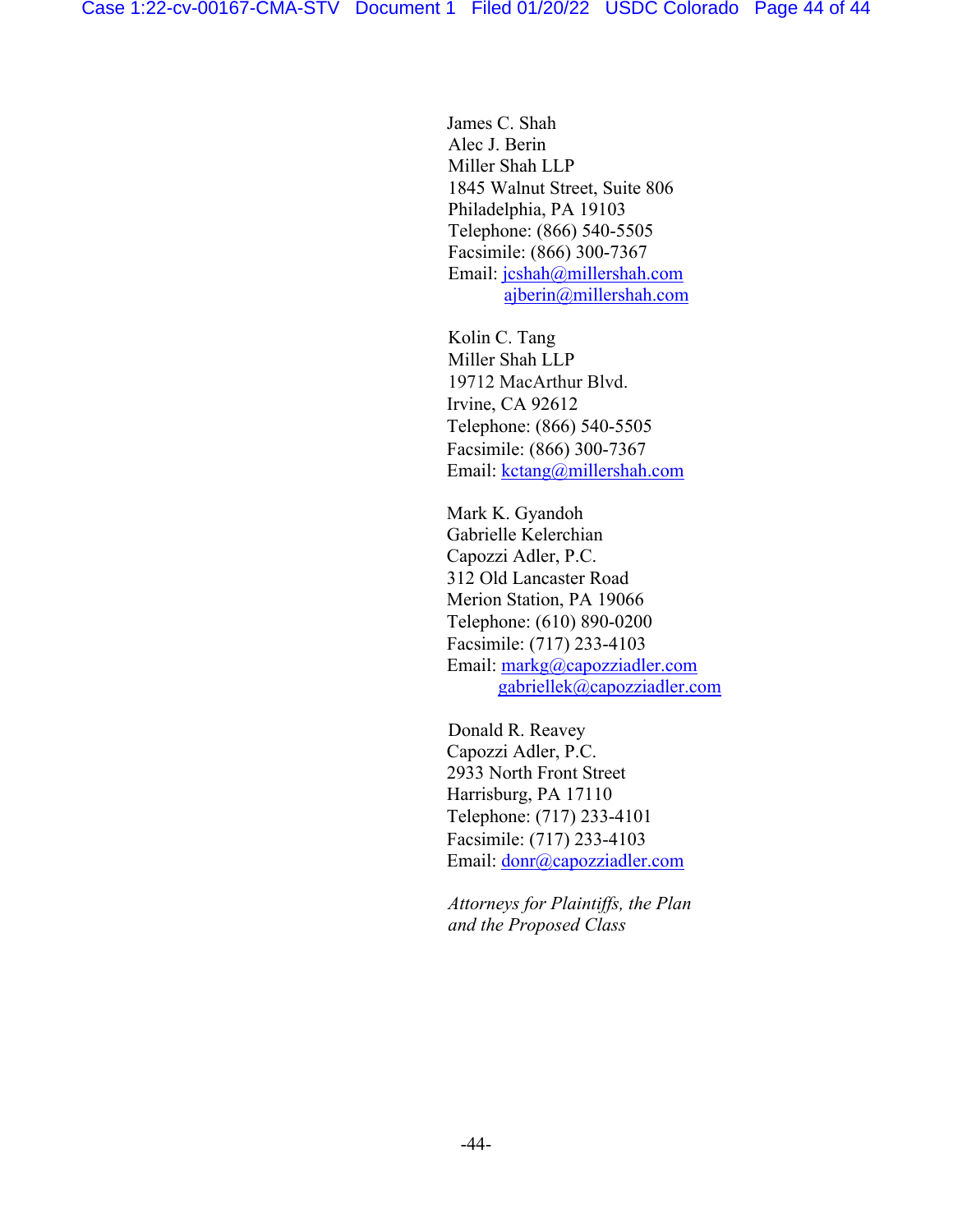James C. Shah  
Alec J. Berin  
Miller Shah LLP  
1845 Walnut Street, Suite 806  
Philadelphia, PA 19103  
Telephone: (866) 540-5505  
Facsimile: (866) 300-7367  
Email: jcshah@millershah.com  
ajberin@millershah.com

Kolin C. Tang  
Miller Shah LLP  
19712 MacArthur Blvd.  
Irvine, CA 92612  
Telephone: (866) 540-5505  
Facsimile: (866) 300-7367  
Email: kctang@millershah.com

Mark K. Gyandoh  
Gabrielle Kelerchian  
Capozzi Adler, P.C.  
312 Old Lancaster Road  
Merion Station, PA 19066  
Telephone: (610) 890-0200  
Facsimile: (717) 233-4103  
Email: markg@capozziadler.com  
gabriellek@capozziadler.com

Donald R. Reavey  
Capozzi Adler, P.C.  
2933 North Front Street  
Harrisburg, PA 17110  
Telephone: (717) 233-4101  
Facsimile: (717) 233-4103  
Email: donr@capozziadler.com

*Attorneys for Plaintiffs, the Plan and the Proposed Class*